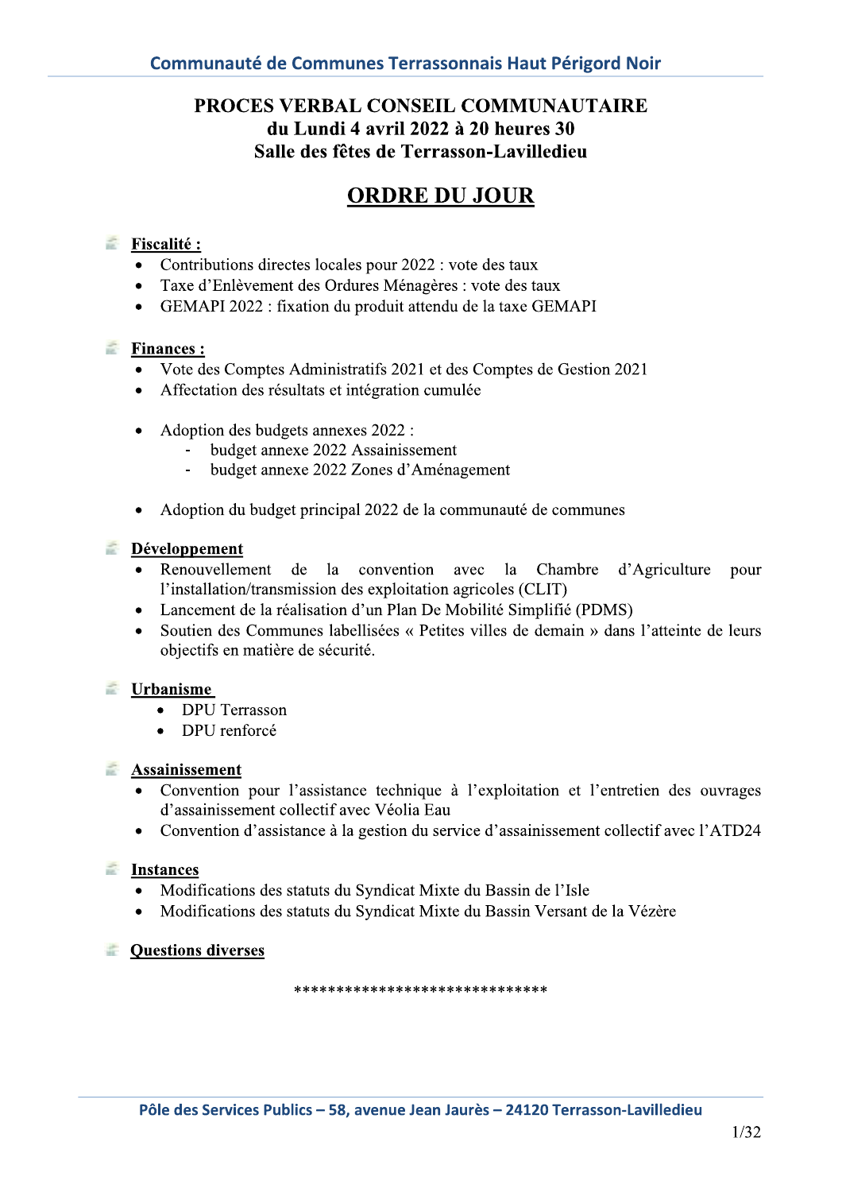# PROCES VERBAL CONSEIL COMMUNAUTAIRE
## du Lundi 4 avril 2022 à 20 heures 30
## Salle des fêtes de Terrasson-Lavilledieu

# ORDRE DU JOUR

**Fiscalité :**

- Contributions directes locales pour 2022 : vote des taux
- Taxe d'Enlèvement des Ordures Ménagères : vote des taux
- GEMAPI 2022 : fixation du produit attendu de la taxe GEMAPI

**Finances :**

- Vote des Comptes Administratifs 2021 et des Comptes de Gestion 2021
- Affectation des résultats et intégration cumulée
- Adoption des budgets annexes 2022 :
  - budget annexe 2022 Assainissement
  - budget annexe 2022 Zones d'Aménagement
- Adoption du budget principal 2022 de la communauté de communes

**Développement**

- Renouvellement de la convention avec la Chambre d'Agriculture pour l'installation/transmission des exploitation agricoles (CLIT)
- Lancement de la réalisation d'un Plan De Mobilité Simplifié (PDMS)
- Soutien des Communes labellisées « Petites villes de demain » dans l'atteinte de leurs objectifs en matière de sécurité.

**Urbanisme**

- DPU Terrasson
- DPU renforcé

**Assainissement**

- Convention pour l'assistance technique à l'exploitation et l'entretien des ouvrages d'assainissement collectif avec Véolia Eau
- Convention d'assistance à la gestion du service d'assainissement collectif avec l'ATD24

**Instances**

- Modifications des statuts du Syndicat Mixte du Bassin de l'Isle
- Modifications des statuts du Syndicat Mixte du Bassin Versant de la Vézère

**Questions diverses**

******************************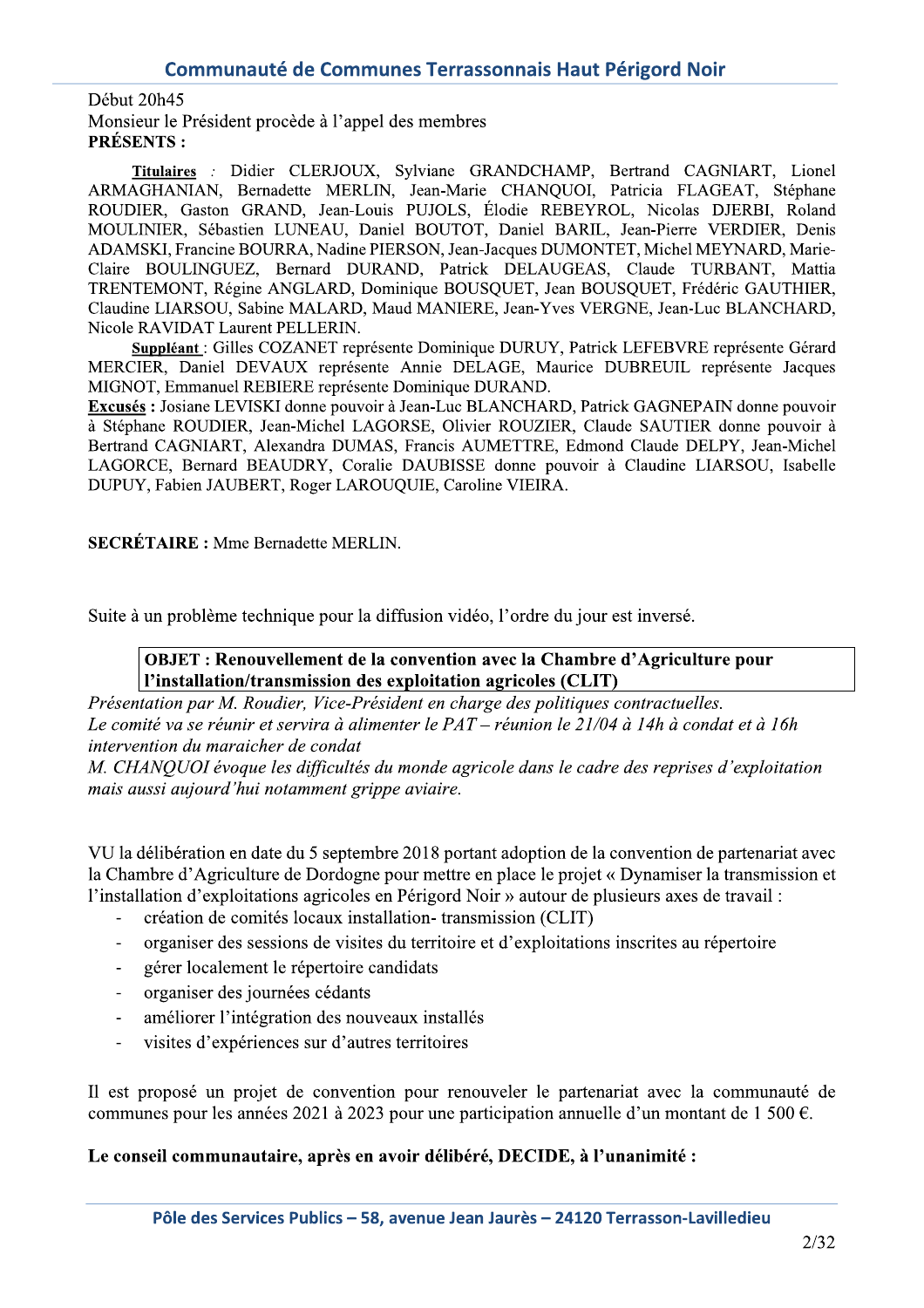Début 20h45
Monsieur le Président procède à l'appel des membres
**PRÉSENTS :**

**Titulaires** : Didier CLERJOUX, Sylviane GRANDCHAMP, Bertrand CAGNIART, Lionel ARMAGHANIAN, Bernadette MERLIN, Jean-Marie CHANQUOI, Patricia FLAGEAT, Stéphane ROUDIER, Gaston GRAND, Jean-Louis PUJOLS, Élodie REBEYROL, Nicolas DJERBI, Roland MOULINIER, Sébastien LUNEAU, Daniel BOUTOT, Daniel BARIL, Jean-Pierre VERDIER, Denis ADAMSKI, Francine BOURRA, Nadine PIERSON, Jean-Jacques DUMONTET, Michel MEYNARD, Marie-Claire BOULINGUEZ, Bernard DURAND, Patrick DELAUGEAS, Claude TURBANT, Mattia TRENTEMONT, Régine ANGLARD, Dominique BOUSQUET, Jean BOUSQUET, Frédéric GAUTHIER, Claudine LIARSOU, Sabine MALARD, Maud MANIERE, Jean-Yves VERGNE, Jean-Luc BLANCHARD, Nicole RAVIDAT Laurent PELLERIN.

**Suppléant** : Gilles COZANET représente Dominique DURUY, Patrick LEFEBVRE représente Gérard MERCIER, Daniel DEVAUX représente Annie DELAGE, Maurice DUBREUIL représente Jacques MIGNOT, Emmanuel REBIERE représente Dominique DURAND.

**Excusés :** Josiane LEVISKI donne pouvoir à Jean-Luc BLANCHARD, Patrick GAGNEPAIN donne pouvoir à Stéphane ROUDIER, Jean-Michel LAGORSE, Olivier ROUZIER, Claude SAUTIER donne pouvoir à Bertrand CAGNIART, Alexandra DUMAS, Francis AUMETTRE, Edmond Claude DELPY, Jean-Michel LAGORCE, Bernard BEAUDRY, Coralie DAUBISSE donne pouvoir à Claudine LIARSOU, Isabelle DUPUY, Fabien JAUBERT, Roger LAROUQUIE, Caroline VIEIRA.

**SECRÉTAIRE :** Mme Bernadette MERLIN.

Suite à un problème technique pour la diffusion vidéo, l'ordre du jour est inversé.

**OBJET : Renouvellement de la convention avec la Chambre d'Agriculture pour l'installation/transmission des exploitation agricoles (CLIT)**

*Présentation par M. Roudier, Vice-Président en charge des politiques contractuelles.*
*Le comité va se réunir et servira à alimenter le PAT – réunion le 21/04 à 14h à condat et à 16h intervention du maraicher de condat*
*M. CHANQUOI évoque les difficultés du monde agricole dans le cadre des reprises d'exploitation mais aussi aujourd'hui notamment grippe aviaire.*

VU la délibération en date du 5 septembre 2018 portant adoption de la convention de partenariat avec la Chambre d'Agriculture de Dordogne pour mettre en place le projet « Dynamiser la transmission et l'installation d'exploitations agricoles en Périgord Noir » autour de plusieurs axes de travail :

- création de comités locaux installation- transmission (CLIT)
- organiser des sessions de visites du territoire et d'exploitations inscrites au répertoire
- gérer localement le répertoire candidats
- organiser des journées cédants
- améliorer l'intégration des nouveaux installés
- visites d'expériences sur d'autres territoires

Il est proposé un projet de convention pour renouveler le partenariat avec la communauté de communes pour les années 2021 à 2023 pour une participation annuelle d'un montant de 1 500 €.

**Le conseil communautaire, après en avoir délibéré, DECIDE, à l'unanimité :**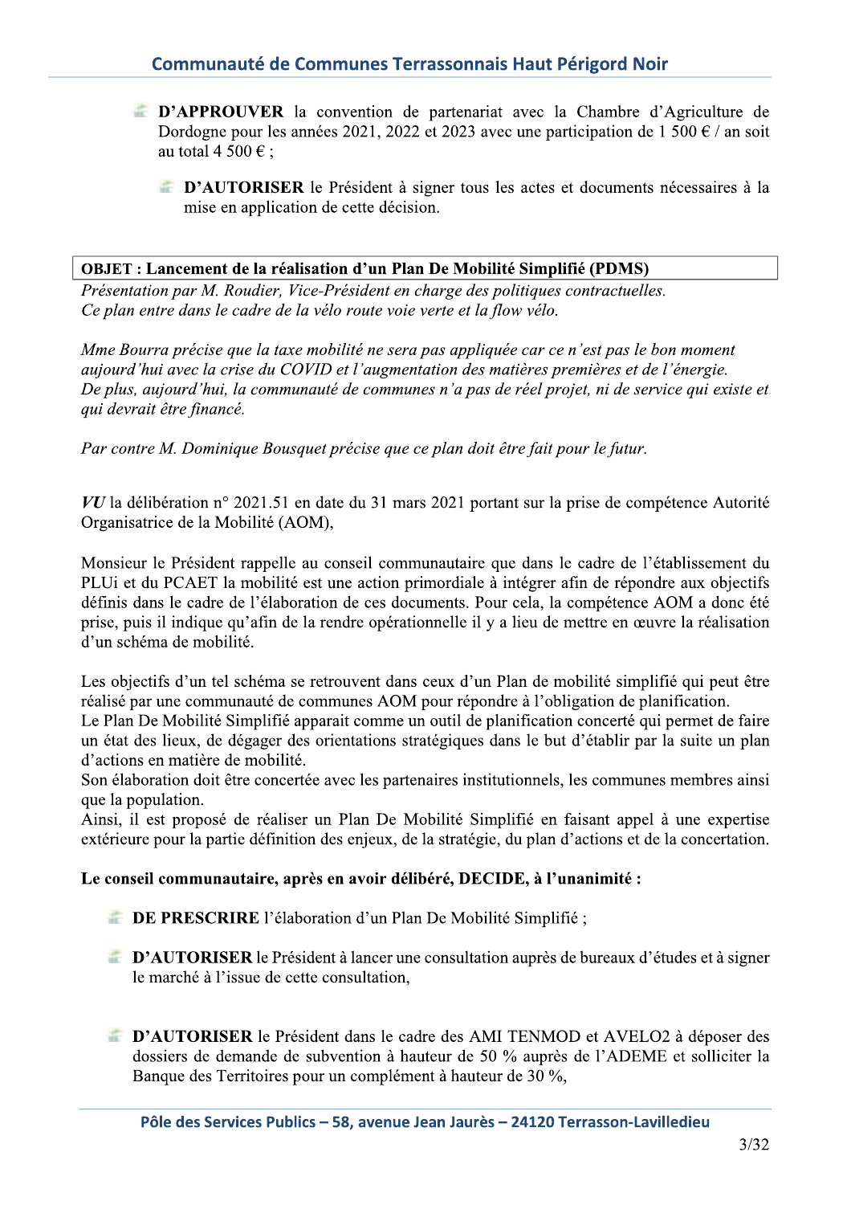- **D'APPROUVER** la convention de partenariat avec la Chambre d'Agriculture de Dordogne pour les années 2021, 2022 et 2023 avec une participation de 1 500 € / an soit au total 4 500 € ;

  - **D'AUTORISER** le Président à signer tous les actes et documents nécessaires à la mise en application de cette décision.

**OBJET : Lancement de la réalisation d'un Plan De Mobilité Simplifié (PDMS)**

*Présentation par M. Roudier, Vice-Président en charge des politiques contractuelles.*
*Ce plan entre dans le cadre de la vélo route voie verte et la flow vélo.*

*Mme Bourra précise que la taxe mobilité ne sera pas appliquée car ce n'est pas le bon moment aujourd'hui avec la crise du COVID et l'augmentation des matières premières et de l'énergie.*
*De plus, aujourd'hui, la communauté de communes n'a pas de réel projet, ni de service qui existe et qui devrait être financé.*

*Par contre M. Dominique Bousquet précise que ce plan doit être fait pour le futur.*

***VU*** la délibération n° 2021.51 en date du 31 mars 2021 portant sur la prise de compétence Autorité Organisatrice de la Mobilité (AOM),

Monsieur le Président rappelle au conseil communautaire que dans le cadre de l'établissement du PLUi et du PCAET la mobilité est une action primordiale à intégrer afin de répondre aux objectifs définis dans le cadre de l'élaboration de ces documents. Pour cela, la compétence AOM a donc été prise, puis il indique qu'afin de la rendre opérationnelle il y a lieu de mettre en œuvre la réalisation d'un schéma de mobilité.

Les objectifs d'un tel schéma se retrouvent dans ceux d'un Plan de mobilité simplifié qui peut être réalisé par une communauté de communes AOM pour répondre à l'obligation de planification.
Le Plan De Mobilité Simplifié apparait comme un outil de planification concerté qui permet de faire un état des lieux, de dégager des orientations stratégiques dans le but d'établir par la suite un plan d'actions en matière de mobilité.
Son élaboration doit être concertée avec les partenaires institutionnels, les communes membres ainsi que la population.
Ainsi, il est proposé de réaliser un Plan De Mobilité Simplifié en faisant appel à une expertise extérieure pour la partie définition des enjeux, de la stratégie, du plan d'actions et de la concertation.

**Le conseil communautaire, après en avoir délibéré, DECIDE, à l'unanimité :**

- **DE PRESCRIRE** l'élaboration d'un Plan De Mobilité Simplifié ;

- **D'AUTORISER** le Président à lancer une consultation auprès de bureaux d'études et à signer le marché à l'issue de cette consultation,

- **D'AUTORISER** le Président dans le cadre des AMI TENMOD et AVELO2 à déposer des dossiers de demande de subvention à hauteur de 50 % auprès de l'ADEME et solliciter la Banque des Territoires pour un complément à hauteur de 30 %,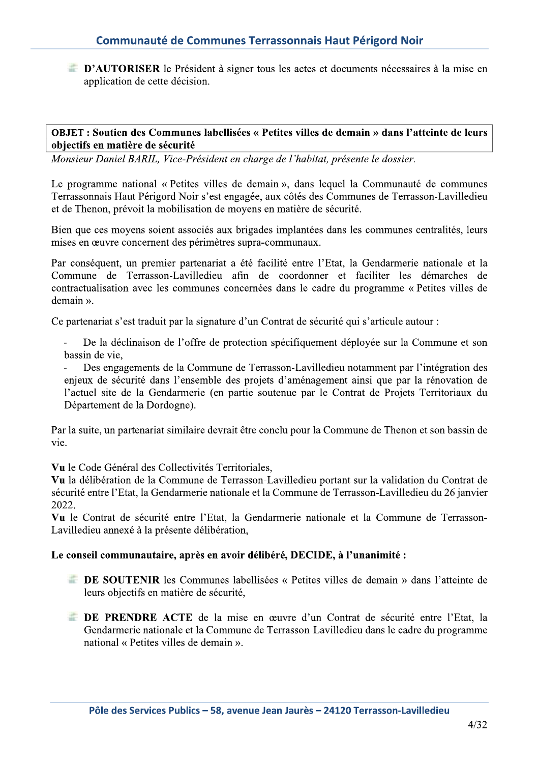- **D'AUTORISER** le Président à signer tous les actes et documents nécessaires à la mise en application de cette décision.

**OBJET : Soutien des Communes labellisées « Petites villes de demain » dans l'atteinte de leurs objectifs en matière de sécurité**

*Monsieur Daniel BARIL, Vice-Président en charge de l'habitat, présente le dossier.*

Le programme national « Petites villes de demain », dans lequel la Communauté de communes Terrassonnais Haut Périgord Noir s'est engagée, aux côtés des Communes de Terrasson-Lavilledieu et de Thenon, prévoit la mobilisation de moyens en matière de sécurité.

Bien que ces moyens soient associés aux brigades implantées dans les communes centralités, leurs mises en œuvre concernent des périmètres supra-communaux.

Par conséquent, un premier partenariat a été facilité entre l'Etat, la Gendarmerie nationale et la Commune de Terrasson-Lavilledieu afin de coordonner et faciliter les démarches de contractualisation avec les communes concernées dans le cadre du programme « Petites villes de demain ».

Ce partenariat s'est traduit par la signature d'un Contrat de sécurité qui s'articule autour :

- De la déclinaison de l'offre de protection spécifiquement déployée sur la Commune et son bassin de vie,
- Des engagements de la Commune de Terrasson-Lavilledieu notamment par l'intégration des enjeux de sécurité dans l'ensemble des projets d'aménagement ainsi que par la rénovation de l'actuel site de la Gendarmerie (en partie soutenue par le Contrat de Projets Territoriaux du Département de la Dordogne).

Par la suite, un partenariat similaire devrait être conclu pour la Commune de Thenon et son bassin de vie.

**Vu** le Code Général des Collectivités Territoriales,
**Vu** la délibération de la Commune de Terrasson-Lavilledieu portant sur la validation du Contrat de sécurité entre l'Etat, la Gendarmerie nationale et la Commune de Terrasson-Lavilledieu du 26 janvier 2022.
**Vu** le Contrat de sécurité entre l'Etat, la Gendarmerie nationale et la Commune de Terrasson-Lavilledieu annexé à la présente délibération,

**Le conseil communautaire, après en avoir délibéré, DECIDE, à l'unanimité :**

- **DE SOUTENIR** les Communes labellisées « Petites villes de demain » dans l'atteinte de leurs objectifs en matière de sécurité,

- **DE PRENDRE ACTE** de la mise en œuvre d'un Contrat de sécurité entre l'Etat, la Gendarmerie nationale et la Commune de Terrasson-Lavilledieu dans le cadre du programme national « Petites villes de demain ».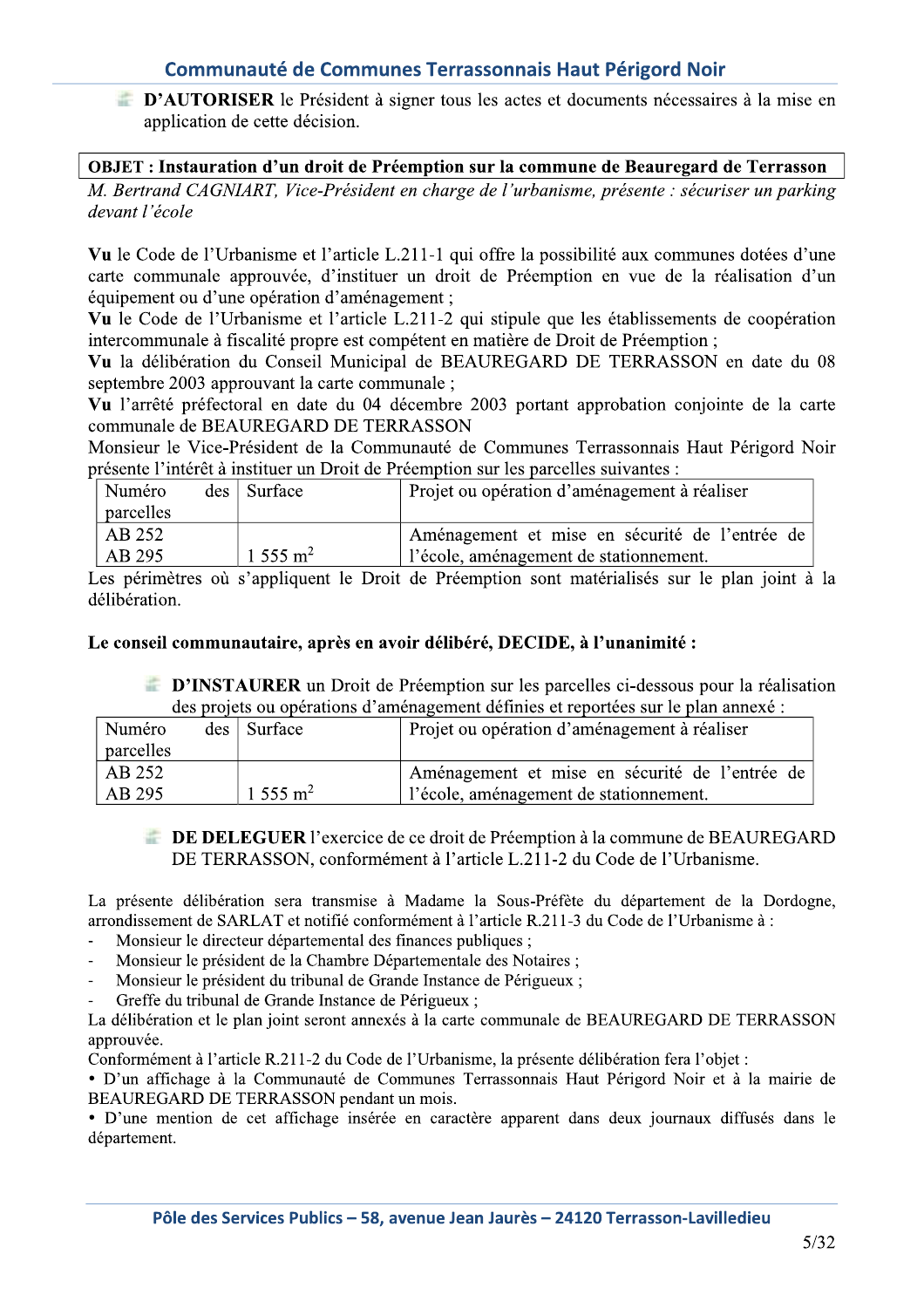- **D'AUTORISER** le Président à signer tous les actes et documents nécessaires à la mise en application de cette décision.

**OBJET : Instauration d'un droit de Préemption sur la commune de Beauregard de Terrasson**

*M. Bertrand CAGNIART, Vice-Président en charge de l'urbanisme, présente : sécuriser un parking devant l'école*

**Vu** le Code de l'Urbanisme et l'article L.211-1 qui offre la possibilité aux communes dotées d'une carte communale approuvée, d'instituer un droit de Préemption en vue de la réalisation d'un équipement ou d'une opération d'aménagement ;
**Vu** le Code de l'Urbanisme et l'article L.211-2 qui stipule que les établissements de coopération intercommunale à fiscalité propre est compétent en matière de Droit de Préemption ;
**Vu** la délibération du Conseil Municipal de BEAUREGARD DE TERRASSON en date du 08 septembre 2003 approuvant la carte communale ;
**Vu** l'arrêté préfectoral en date du 04 décembre 2003 portant approbation conjointe de la carte communale de BEAUREGARD DE TERRASSON
Monsieur le Vice-Président de la Communauté de Communes Terrassonnais Haut Périgord Noir présente l'intérêt à instituer un Droit de Préemption sur les parcelles suivantes :

| Numéro des parcelles | Surface | Projet ou opération d'aménagement à réaliser |
|---|---|---|
| AB 252<br>AB 295 | 1 555 m² | Aménagement et mise en sécurité de l'entrée de l'école, aménagement de stationnement. |

Les périmètres où s'appliquent le Droit de Préemption sont matérialisés sur le plan joint à la délibération.

**Le conseil communautaire, après en avoir délibéré, DECIDE, à l'unanimité :**

- **D'INSTAURER** un Droit de Préemption sur les parcelles ci-dessous pour la réalisation des projets ou opérations d'aménagement définies et reportées sur le plan annexé :

| Numéro des parcelles | Surface | Projet ou opération d'aménagement à réaliser |
|---|---|---|
| AB 252<br>AB 295 | 1 555 m² | Aménagement et mise en sécurité de l'entrée de l'école, aménagement de stationnement. |

- **DE DELEGUER** l'exercice de ce droit de Préemption à la commune de BEAUREGARD DE TERRASSON, conformément à l'article L.211-2 du Code de l'Urbanisme.

La présente délibération sera transmise à Madame la Sous-Préfète du département de la Dordogne, arrondissement de SARLAT et notifié conformément à l'article R.211-3 du Code de l'Urbanisme à :

- Monsieur le directeur départemental des finances publiques ;
- Monsieur le président de la Chambre Départementale des Notaires ;
- Monsieur le président du tribunal de Grande Instance de Périgueux ;
- Greffe du tribunal de Grande Instance de Périgueux ;

La délibération et le plan joint seront annexés à la carte communale de BEAUREGARD DE TERRASSON approuvée.
Conformément à l'article R.211-2 du Code de l'Urbanisme, la présente délibération fera l'objet :
• D'un affichage à la Communauté de Communes Terrassonnais Haut Périgord Noir et à la mairie de BEAUREGARD DE TERRASSON pendant un mois.
• D'une mention de cet affichage insérée en caractère apparent dans deux journaux diffusés dans le département.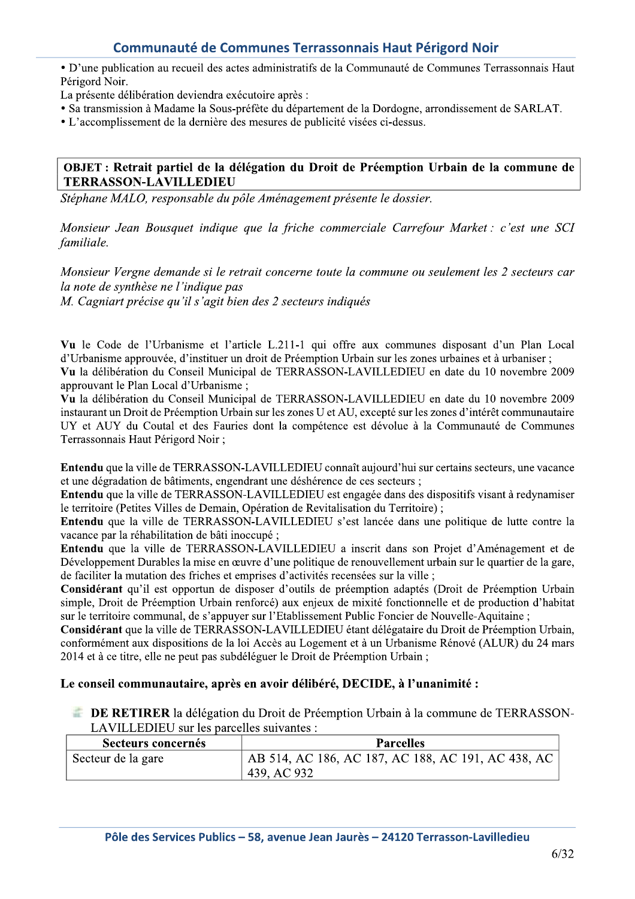• D'une publication au recueil des actes administratifs de la Communauté de Communes Terrassonnais Haut Périgord Noir.
La présente délibération deviendra exécutoire après :
• Sa transmission à Madame la Sous-préfète du département de la Dordogne, arrondissement de SARLAT.
• L'accomplissement de la dernière des mesures de publicité visées ci-dessus.

**OBJET : Retrait partiel de la délégation du Droit de Préemption Urbain de la commune de TERRASSON-LAVILLEDIEU**

*Stéphane MALO, responsable du pôle Aménagement présente le dossier.*

*Monsieur Jean Bousquet indique que la friche commerciale Carrefour Market : c'est une SCI familiale.*

*Monsieur Vergne demande si le retrait concerne toute la commune ou seulement les 2 secteurs car la note de synthèse ne l'indique pas*
*M. Cagniart précise qu'il s'agit bien des 2 secteurs indiqués*

**Vu** le Code de l'Urbanisme et l'article L.211-1 qui offre aux communes disposant d'un Plan Local d'Urbanisme approuvée, d'instituer un droit de Préemption Urbain sur les zones urbaines et à urbaniser ;
**Vu** la délibération du Conseil Municipal de TERRASSON-LAVILLEDIEU en date du 10 novembre 2009 approuvant le Plan Local d'Urbanisme ;
**Vu** la délibération du Conseil Municipal de TERRASSON-LAVILLEDIEU en date du 10 novembre 2009 instaurant un Droit de Préemption Urbain sur les zones U et AU, excepté sur les zones d'intérêt communautaire UY et AUY du Coutal et des Fauries dont la compétence est dévolue à la Communauté de Communes Terrassonnais Haut Périgord Noir ;

**Entendu** que la ville de TERRASSON-LAVILLEDIEU connaît aujourd'hui sur certains secteurs, une vacance et une dégradation de bâtiments, engendrant une déshérence de ces secteurs ;
**Entendu** que la ville de TERRASSON-LAVILLEDIEU est engagée dans des dispositifs visant à redynamiser le territoire (Petites Villes de Demain, Opération de Revitalisation du Territoire) ;
**Entendu** que la ville de TERRASSON-LAVILLEDIEU s'est lancée dans une politique de lutte contre la vacance par la réhabilitation de bâti inoccupé ;
**Entendu** que la ville de TERRASSON-LAVILLEDIEU a inscrit dans son Projet d'Aménagement et de Développement Durables la mise en œuvre d'une politique de renouvellement urbain sur le quartier de la gare, de faciliter la mutation des friches et emprises d'activités recensées sur la ville ;
**Considérant** qu'il est opportun de disposer d'outils de préemption adaptés (Droit de Préemption Urbain simple, Droit de Préemption Urbain renforcé) aux enjeux de mixité fonctionnelle et de production d'habitat sur le territoire communal, de s'appuyer sur l'Etablissement Public Foncier de Nouvelle-Aquitaine ;
**Considérant** que la ville de TERRASSON-LAVILLEDIEU étant délégataire du Droit de Préemption Urbain, conformément aux dispositions de la loi Accès au Logement et à un Urbanisme Rénové (ALUR) du 24 mars 2014 et à ce titre, elle ne peut pas subdéléguer le Droit de Préemption Urbain ;

**Le conseil communautaire, après en avoir délibéré, DECIDE, à l'unanimité :**

- **DE RETIRER** la délégation du Droit de Préemption Urbain à la commune de TERRASSON-LAVILLEDIEU sur les parcelles suivantes :

| Secteurs concernés | Parcelles |
|---|---|
| Secteur de la gare | AB 514, AC 186, AC 187, AC 188, AC 191, AC 438, AC 439, AC 932 |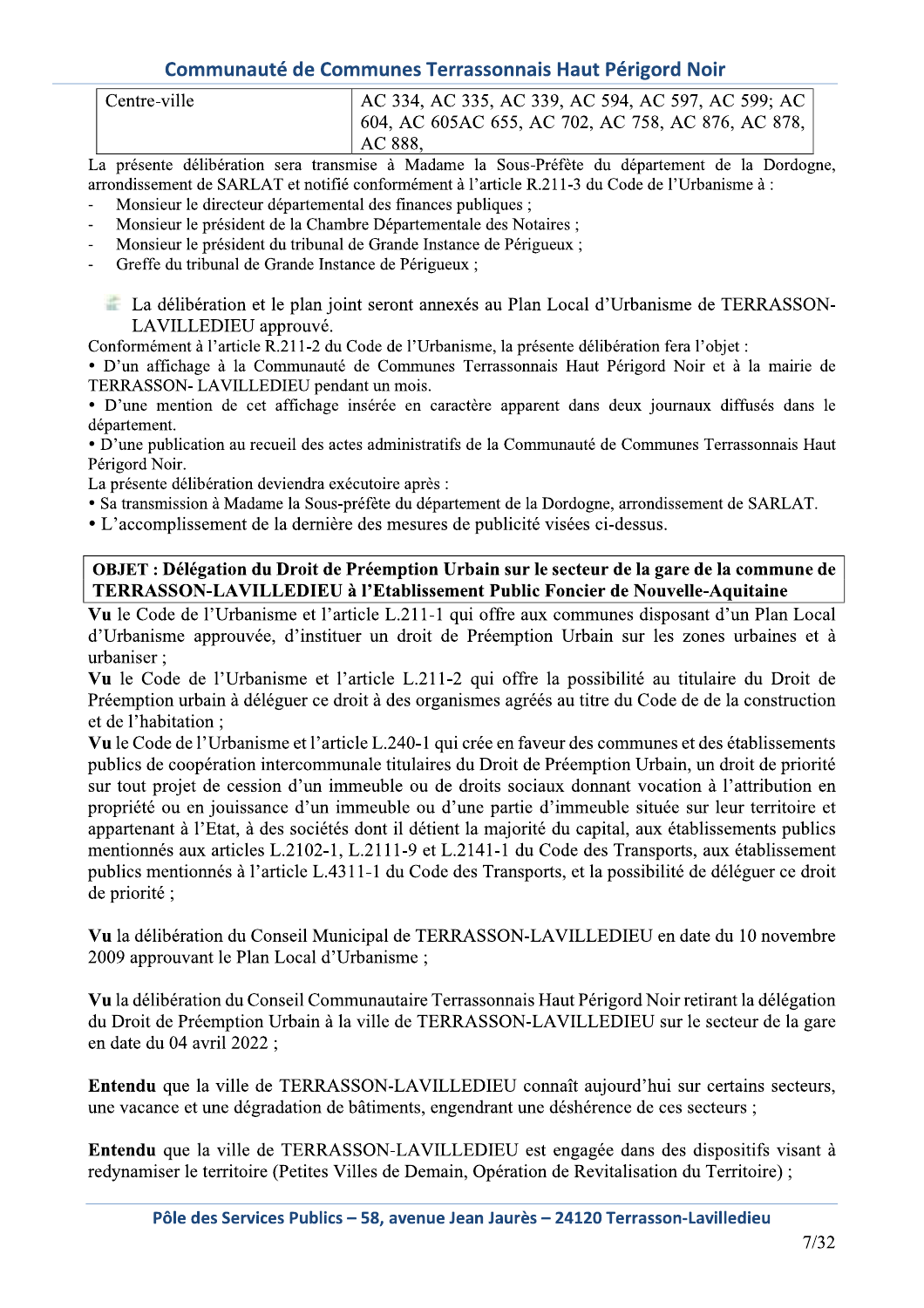| | |
|---|---|
| Centre-ville | AC 334, AC 335, AC 339, AC 594, AC 597, AC 599; AC 604, AC 605AC 655, AC 702, AC 758, AC 876, AC 878, AC 888, |

La présente délibération sera transmise à Madame la Sous-Préfète du département de la Dordogne, arrondissement de SARLAT et notifié conformément à l'article R.211-3 du Code de l'Urbanisme à :

- Monsieur le directeur départemental des finances publiques ;
- Monsieur le président de la Chambre Départementale des Notaires ;
- Monsieur le président du tribunal de Grande Instance de Périgueux ;
- Greffe du tribunal de Grande Instance de Périgueux ;

La délibération et le plan joint seront annexés au Plan Local d'Urbanisme de TERRASSON-LAVILLEDIEU approuvé.

Conformément à l'article R.211-2 du Code de l'Urbanisme, la présente délibération fera l'objet :

• D'un affichage à la Communauté de Communes Terrassonnais Haut Périgord Noir et à la mairie de TERRASSON- LAVILLEDIEU pendant un mois.

• D'une mention de cet affichage insérée en caractère apparent dans deux journaux diffusés dans le département.

• D'une publication au recueil des actes administratifs de la Communauté de Communes Terrassonnais Haut Périgord Noir.

La présente délibération deviendra exécutoire après :

• Sa transmission à Madame la Sous-préfète du département de la Dordogne, arrondissement de SARLAT.

• L'accomplissement de la dernière des mesures de publicité visées ci-dessus.

**OBJET : Délégation du Droit de Préemption Urbain sur le secteur de la gare de la commune de TERRASSON-LAVILLEDIEU à l'Etablissement Public Foncier de Nouvelle-Aquitaine**

**Vu** le Code de l'Urbanisme et l'article L.211-1 qui offre aux communes disposant d'un Plan Local d'Urbanisme approuvée, d'instituer un droit de Préemption Urbain sur les zones urbaines et à urbaniser ;

**Vu** le Code de l'Urbanisme et l'article L.211-2 qui offre la possibilité au titulaire du Droit de Préemption urbain à déléguer ce droit à des organismes agréés au titre du Code de de la construction et de l'habitation ;

**Vu** le Code de l'Urbanisme et l'article L.240-1 qui crée en faveur des communes et des établissements publics de coopération intercommunale titulaires du Droit de Préemption Urbain, un droit de priorité sur tout projet de cession d'un immeuble ou de droits sociaux donnant vocation à l'attribution en propriété ou en jouissance d'un immeuble ou d'une partie d'immeuble située sur leur territoire et appartenant à l'Etat, à des sociétés dont il détient la majorité du capital, aux établissements publics mentionnés aux articles L.2102-1, L.2111-9 et L.2141-1 du Code des Transports, aux établissement publics mentionnés à l'article L.4311-1 du Code des Transports, et la possibilité de déléguer ce droit de priorité ;

**Vu** la délibération du Conseil Municipal de TERRASSON-LAVILLEDIEU en date du 10 novembre 2009 approuvant le Plan Local d'Urbanisme ;

**Vu** la délibération du Conseil Communautaire Terrassonnais Haut Périgord Noir retirant la délégation du Droit de Préemption Urbain à la ville de TERRASSON-LAVILLEDIEU sur le secteur de la gare en date du 04 avril 2022 ;

**Entendu** que la ville de TERRASSON-LAVILLEDIEU connaît aujourd'hui sur certains secteurs, une vacance et une dégradation de bâtiments, engendrant une déshérence de ces secteurs ;

**Entendu** que la ville de TERRASSON-LAVILLEDIEU est engagée dans des dispositifs visant à redynamiser le territoire (Petites Villes de Demain, Opération de Revitalisation du Territoire) ;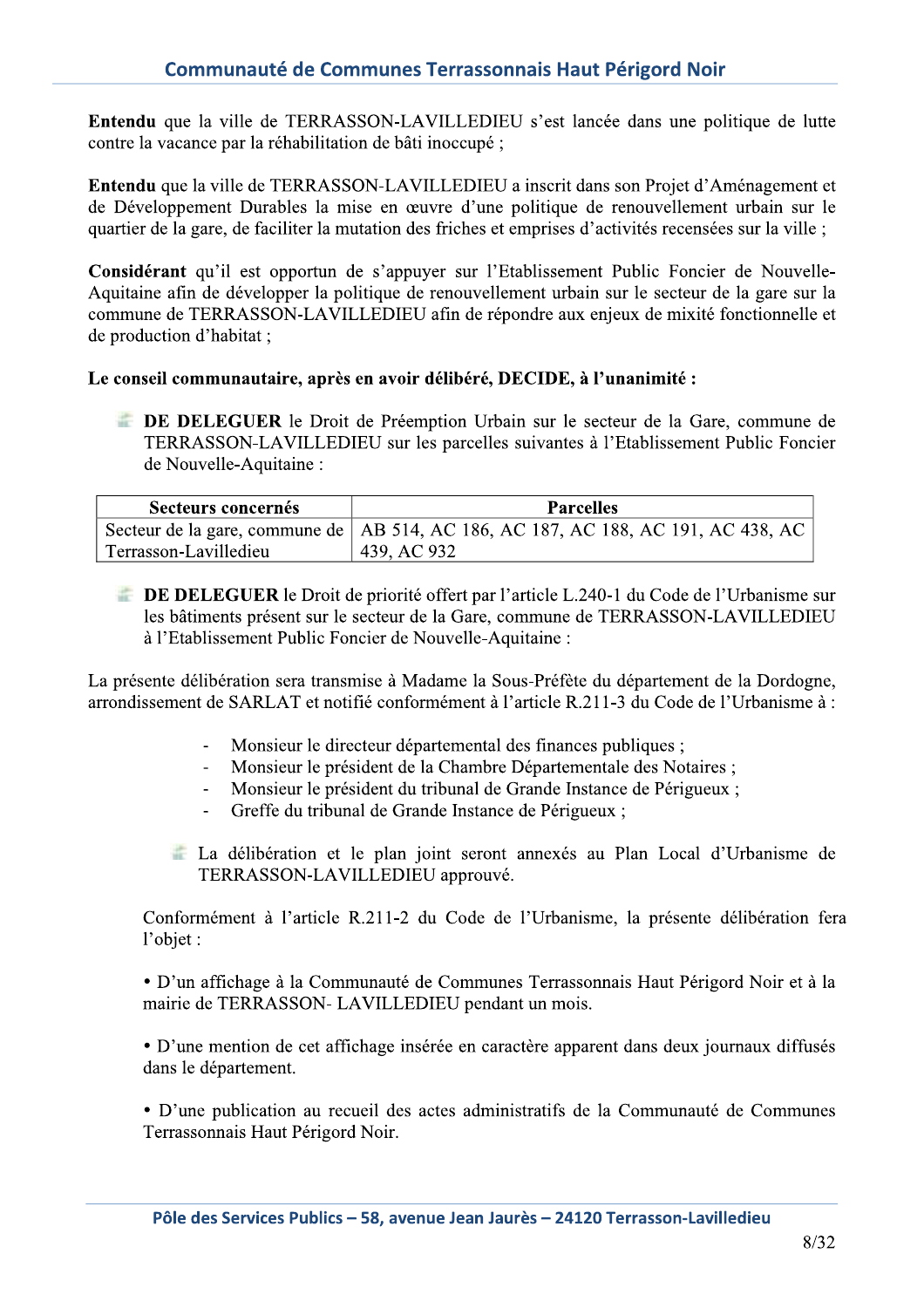**Entendu** que la ville de TERRASSON-LAVILLEDIEU s'est lancée dans une politique de lutte contre la vacance par la réhabilitation de bâti inoccupé ;

**Entendu** que la ville de TERRASSON-LAVILLEDIEU a inscrit dans son Projet d'Aménagement et de Développement Durables la mise en œuvre d'une politique de renouvellement urbain sur le quartier de la gare, de faciliter la mutation des friches et emprises d'activités recensées sur la ville ;

**Considérant** qu'il est opportun de s'appuyer sur l'Etablissement Public Foncier de Nouvelle-Aquitaine afin de développer la politique de renouvellement urbain sur le secteur de la gare sur la commune de TERRASSON-LAVILLEDIEU afin de répondre aux enjeux de mixité fonctionnelle et de production d'habitat ;

**Le conseil communautaire, après en avoir délibéré, DECIDE, à l'unanimité :**

- **DE DELEGUER** le Droit de Préemption Urbain sur le secteur de la Gare, commune de TERRASSON-LAVILLEDIEU sur les parcelles suivantes à l'Etablissement Public Foncier de Nouvelle-Aquitaine :

| Secteurs concernés | Parcelles |
|---|---|
| Secteur de la gare, commune de Terrasson-Lavilledieu | AB 514, AC 186, AC 187, AC 188, AC 191, AC 438, AC 439, AC 932 |

- **DE DELEGUER** le Droit de priorité offert par l'article L.240-1 du Code de l'Urbanisme sur les bâtiments présent sur le secteur de la Gare, commune de TERRASSON-LAVILLEDIEU à l'Etablissement Public Foncier de Nouvelle-Aquitaine :

La présente délibération sera transmise à Madame la Sous-Préfète du département de la Dordogne, arrondissement de SARLAT et notifié conformément à l'article R.211-3 du Code de l'Urbanisme à :

- Monsieur le directeur départemental des finances publiques ;
- Monsieur le président de la Chambre Départementale des Notaires ;
- Monsieur le président du tribunal de Grande Instance de Périgueux ;
- Greffe du tribunal de Grande Instance de Périgueux ;

- La délibération et le plan joint seront annexés au Plan Local d'Urbanisme de TERRASSON-LAVILLEDIEU approuvé.

Conformément à l'article R.211-2 du Code de l'Urbanisme, la présente délibération fera l'objet :

• D'un affichage à la Communauté de Communes Terrassonnais Haut Périgord Noir et à la mairie de TERRASSON- LAVILLEDIEU pendant un mois.

• D'une mention de cet affichage insérée en caractère apparent dans deux journaux diffusés dans le département.

• D'une publication au recueil des actes administratifs de la Communauté de Communes Terrassonnais Haut Périgord Noir.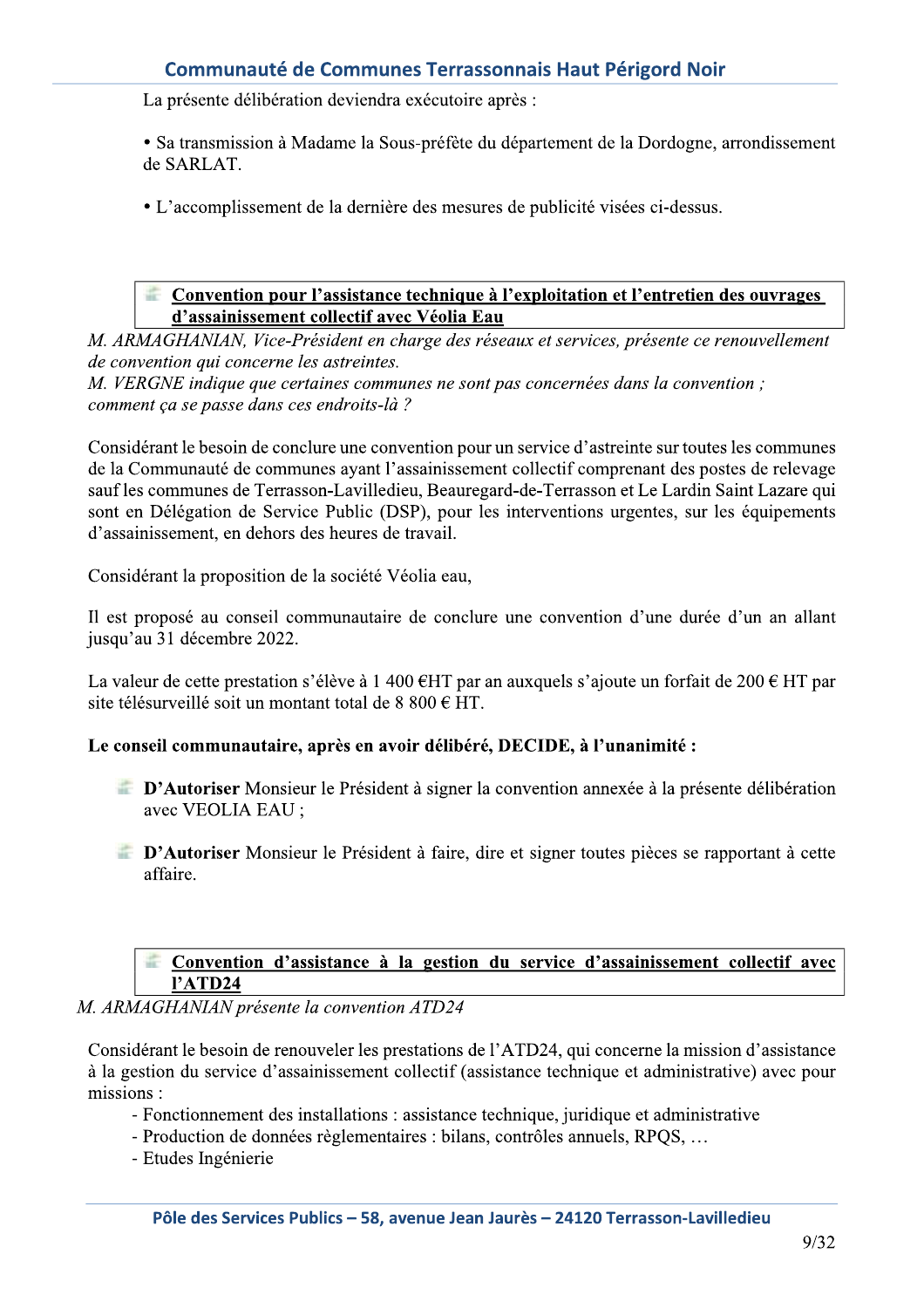La présente délibération deviendra exécutoire après :

- Sa transmission à Madame la Sous-préfète du département de la Dordogne, arrondissement de SARLAT.

- L'accomplissement de la dernière des mesures de publicité visées ci-dessus.

## Convention pour l'assistance technique à l'exploitation et l'entretien des ouvrages d'assainissement collectif avec Véolia Eau

*M. ARMAGHANIAN, Vice-Président en charge des réseaux et services, présente ce renouvellement de convention qui concerne les astreintes.*
*M. VERGNE indique que certaines communes ne sont pas concernées dans la convention ; comment ça se passe dans ces endroits-là ?*

Considérant le besoin de conclure une convention pour un service d'astreinte sur toutes les communes de la Communauté de communes ayant l'assainissement collectif comprenant des postes de relevage sauf les communes de Terrasson-Lavilledieu, Beauregard-de-Terrasson et Le Lardin Saint Lazare qui sont en Délégation de Service Public (DSP), pour les interventions urgentes, sur les équipements d'assainissement, en dehors des heures de travail.

Considérant la proposition de la société Véolia eau,

Il est proposé au conseil communautaire de conclure une convention d'une durée d'un an allant jusqu'au 31 décembre 2022.

La valeur de cette prestation s'élève à 1 400 €HT par an auxquels s'ajoute un forfait de 200 € HT par site télésurveillé soit un montant total de 8 800 € HT.

**Le conseil communautaire, après en avoir délibéré, DECIDE, à l'unanimité :**

- **D'Autoriser** Monsieur le Président à signer la convention annexée à la présente délibération avec VEOLIA EAU ;

- **D'Autoriser** Monsieur le Président à faire, dire et signer toutes pièces se rapportant à cette affaire.

## Convention d'assistance à la gestion du service d'assainissement collectif avec l'ATD24

*M. ARMAGHANIAN présente la convention ATD24*

Considérant le besoin de renouveler les prestations de l'ATD24, qui concerne la mission d'assistance à la gestion du service d'assainissement collectif (assistance technique et administrative) avec pour missions :

- Fonctionnement des installations : assistance technique, juridique et administrative
- Production de données règlementaires : bilans, contrôles annuels, RPQS, …
- Etudes Ingénierie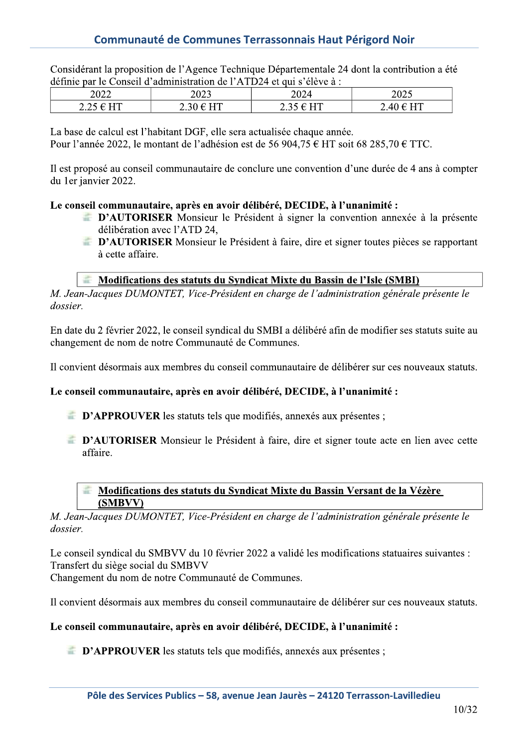Considérant la proposition de l'Agence Technique Départementale 24 dont la contribution a été définie par le Conseil d'administration de l'ATD24 et qui s'élève à :

| 2022 | 2023 | 2024 | 2025 |
|---|---|---|---|
| 2.25 € HT | 2.30 € HT | 2.35 € HT | 2.40 € HT |

La base de calcul est l'habitant DGF, elle sera actualisée chaque année.
Pour l'année 2022, le montant de l'adhésion est de 56 904,75 € HT soit 68 285,70 € TTC.

Il est proposé au conseil communautaire de conclure une convention d'une durée de 4 ans à compter du 1er janvier 2022.

**Le conseil communautaire, après en avoir délibéré, DECIDE, à l'unanimité :**

- **D'AUTORISER** Monsieur le Président à signer la convention annexée à la présente délibération avec l'ATD 24,
- **D'AUTORISER** Monsieur le Président à faire, dire et signer toutes pièces se rapportant à cette affaire.

## Modifications des statuts du Syndicat Mixte du Bassin de l'Isle (SMBI)

*M. Jean-Jacques DUMONTET, Vice-Président en charge de l'administration générale présente le dossier.*

En date du 2 février 2022, le conseil syndical du SMBI a délibéré afin de modifier ses statuts suite au changement de nom de notre Communauté de Communes.

Il convient désormais aux membres du conseil communautaire de délibérer sur ces nouveaux statuts.

**Le conseil communautaire, après en avoir délibéré, DECIDE, à l'unanimité :**

- **D'APPROUVER** les statuts tels que modifiés, annexés aux présentes ;
- **D'AUTORISER** Monsieur le Président à faire, dire et signer toute acte en lien avec cette affaire.

## Modifications des statuts du Syndicat Mixte du Bassin Versant de la Vézère (SMBVV)

*M. Jean-Jacques DUMONTET, Vice-Président en charge de l'administration générale présente le dossier.*

Le conseil syndical du SMBVV du 10 février 2022 a validé les modifications statuaires suivantes :
Transfert du siège social du SMBVV
Changement du nom de notre Communauté de Communes.

Il convient désormais aux membres du conseil communautaire de délibérer sur ces nouveaux statuts.

**Le conseil communautaire, après en avoir délibéré, DECIDE, à l'unanimité :**

- **D'APPROUVER** les statuts tels que modifiés, annexés aux présentes ;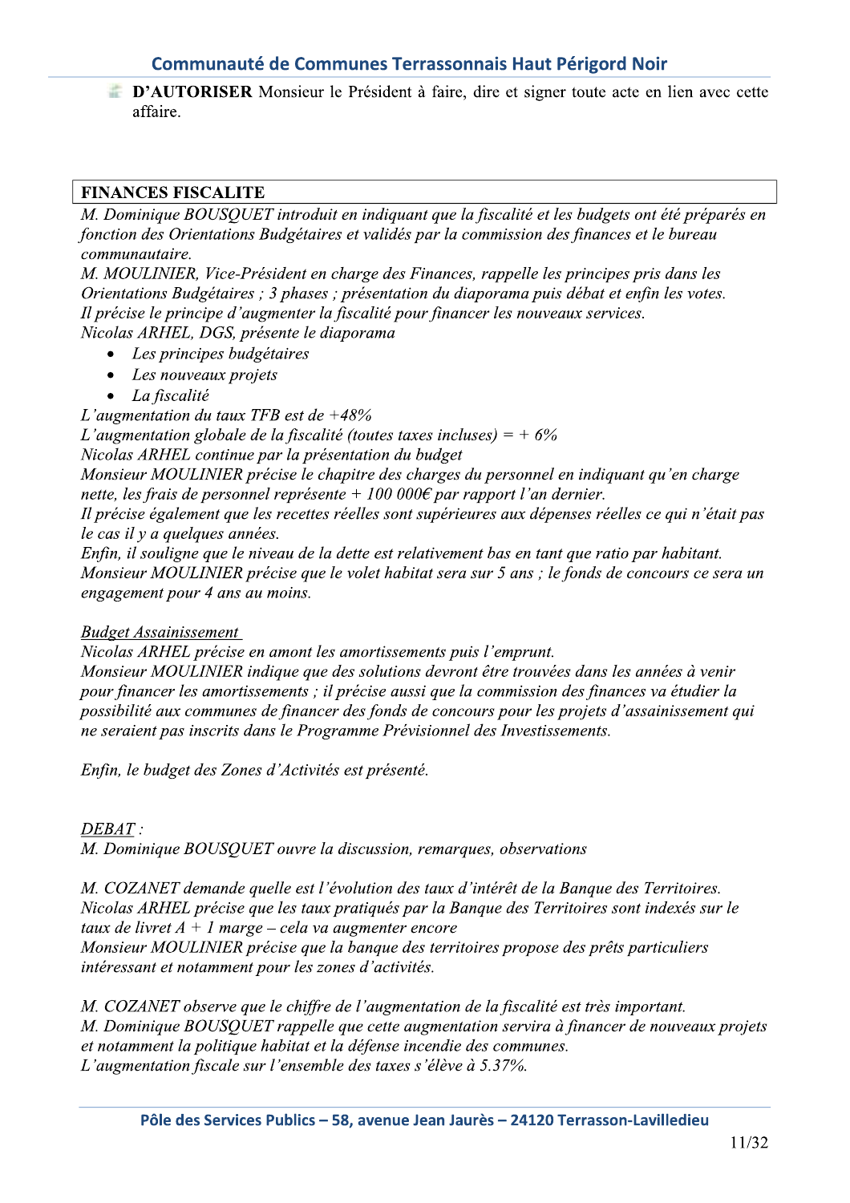- **D'AUTORISER** Monsieur le Président à faire, dire et signer toute acte en lien avec cette affaire.

## FINANCES FISCALITE

*M. Dominique BOUSQUET introduit en indiquant que la fiscalité et les budgets ont été préparés en fonction des Orientations Budgétaires et validés par la commission des finances et le bureau communautaire.*
*M. MOULINIER, Vice-Président en charge des Finances, rappelle les principes pris dans les Orientations Budgétaires ; 3 phases ; présentation du diaporama puis débat et enfin les votes.*
*Il précise le principe d'augmenter la fiscalité pour financer les nouveaux services.*
*Nicolas ARHEL, DGS, présente le diaporama*

- *Les principes budgétaires*
- *Les nouveaux projets*
- *La fiscalité*

*L'augmentation du taux TFB est de +48%*
*L'augmentation globale de la fiscalité (toutes taxes incluses) = + 6%*
*Nicolas ARHEL continue par la présentation du budget*
*Monsieur MOULINIER précise le chapitre des charges du personnel en indiquant qu'en charge nette, les frais de personnel représente + 100 000€ par rapport l'an dernier.*
*Il précise également que les recettes réelles sont supérieures aux dépenses réelles ce qui n'était pas le cas il y a quelques années.*
*Enfin, il souligne que le niveau de la dette est relativement bas en tant que ratio par habitant.*
*Monsieur MOULINIER précise que le volet habitat sera sur 5 ans ; le fonds de concours ce sera un engagement pour 4 ans au moins.*

*Budget Assainissement*
*Nicolas ARHEL précise en amont les amortissements puis l'emprunt.*
*Monsieur MOULINIER indique que des solutions devront être trouvées dans les années à venir pour financer les amortissements ; il précise aussi que la commission des finances va étudier la possibilité aux communes de financer des fonds de concours pour les projets d'assainissement qui ne seraient pas inscrits dans le Programme Prévisionnel des Investissements.*

*Enfin, le budget des Zones d'Activités est présenté.*

*DEBAT :*
*M. Dominique BOUSQUET ouvre la discussion, remarques, observations*

*M. COZANET demande quelle est l'évolution des taux d'intérêt de la Banque des Territoires.*
*Nicolas ARHEL précise que les taux pratiqués par la Banque des Territoires sont indexés sur le taux de livret A + 1 marge – cela va augmenter encore*
*Monsieur MOULINIER précise que la banque des territoires propose des prêts particuliers intéressant et notamment pour les zones d'activités.*

*M. COZANET observe que le chiffre de l'augmentation de la fiscalité est très important.*
*M. Dominique BOUSQUET rappelle que cette augmentation servira à financer de nouveaux projets et notamment la politique habitat et la défense incendie des communes.*
*L'augmentation fiscale sur l'ensemble des taxes s'élève à 5.37%.*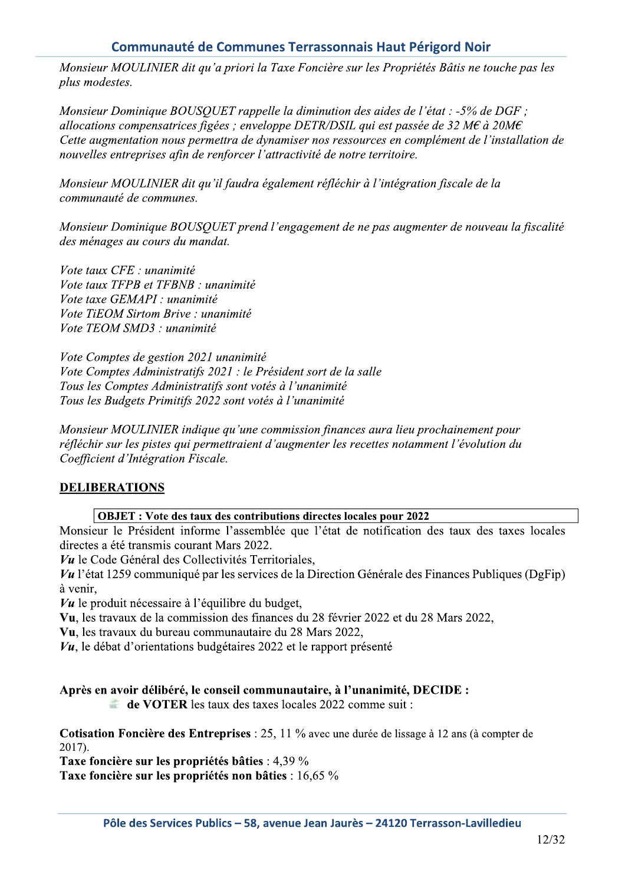*Monsieur MOULINIER dit qu'a priori la Taxe Foncière sur les Propriétés Bâtis ne touche pas les plus modestes.*

*Monsieur Dominique BOUSQUET rappelle la diminution des aides de l'état : -5% de DGF ; allocations compensatrices figées ; enveloppe DETR/DSIL qui est passée de 32 M€ à 20M€ Cette augmentation nous permettra de dynamiser nos ressources en complément de l'installation de nouvelles entreprises afin de renforcer l'attractivité de notre territoire.*

*Monsieur MOULINIER dit qu'il faudra également réfléchir à l'intégration fiscale de la communauté de communes.*

*Monsieur Dominique BOUSQUET prend l'engagement de ne pas augmenter de nouveau la fiscalité des ménages au cours du mandat.*

*Vote taux CFE : unanimité*
*Vote taux TFPB et TFBNB : unanimité*
*Vote taxe GEMAPI : unanimité*
*Vote TiEOM Sirtom Brive : unanimité*
*Vote TEOM SMD3 : unanimité*

*Vote Comptes de gestion 2021 unanimité*
*Vote Comptes Administratifs 2021 : le Président sort de la salle*
*Tous les Comptes Administratifs sont votés à l'unanimité*
*Tous les Budgets Primitifs 2022 sont votés à l'unanimité*

*Monsieur MOULINIER indique qu'une commission finances aura lieu prochainement pour réfléchir sur les pistes qui permettraient d'augmenter les recettes notamment l'évolution du Coefficient d'Intégration Fiscale.*

## DELIBERATIONS

**OBJET : Vote des taux des contributions directes locales pour 2022**

Monsieur le Président informe l'assemblée que l'état de notification des taux des taxes locales directes a été transmis courant Mars 2022.

***Vu*** le Code Général des Collectivités Territoriales,
***Vu*** l'état 1259 communiqué par les services de la Direction Générale des Finances Publiques (DgFip) à venir,
***Vu*** le produit nécessaire à l'équilibre du budget,
**Vu**, les travaux de la commission des finances du 28 février 2022 et du 28 Mars 2022,
**Vu**, les travaux du bureau communautaire du 28 Mars 2022,
***Vu***, le débat d'orientations budgétaires 2022 et le rapport présenté

**Après en avoir délibéré, le conseil communautaire, à l'unanimité, DECIDE :**

- **de VOTER** les taux des taxes locales 2022 comme suit :

**Cotisation Foncière des Entreprises** : 25, 11 % avec une durée de lissage à 12 ans (à compter de 2017).
**Taxe foncière sur les propriétés bâties** : 4,39 %
**Taxe foncière sur les propriétés non bâties** : 16,65 %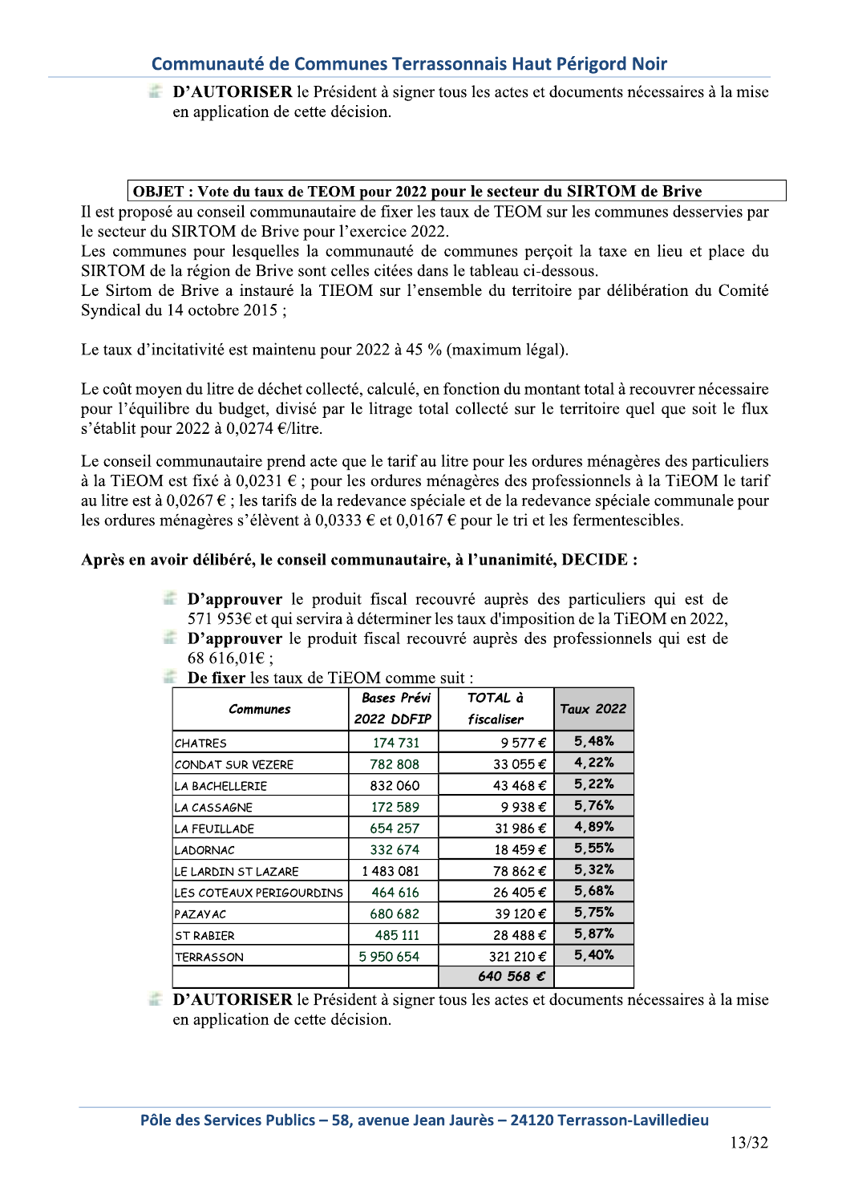- **D'AUTORISER** le Président à signer tous les actes et documents nécessaires à la mise en application de cette décision.

**OBJET : Vote du taux de TEOM pour 2022 pour le secteur du SIRTOM de Brive**

Il est proposé au conseil communautaire de fixer les taux de TEOM sur les communes desservies par le secteur du SIRTOM de Brive pour l'exercice 2022.

Les communes pour lesquelles la communauté de communes perçoit la taxe en lieu et place du SIRTOM de la région de Brive sont celles citées dans le tableau ci-dessous.

Le Sirtom de Brive a instauré la TIEOM sur l'ensemble du territoire par délibération du Comité Syndical du 14 octobre 2015 ;

Le taux d'incitativité est maintenu pour 2022 à 45 % (maximum légal).

Le coût moyen du litre de déchet collecté, calculé, en fonction du montant total à recouvrer nécessaire pour l'équilibre du budget, divisé par le litrage total collecté sur le territoire quel que soit le flux s'établit pour 2022 à 0,0274 €/litre.

Le conseil communautaire prend acte que le tarif au litre pour les ordures ménagères des particuliers à la TiEOM est fixé à 0,0231 € ; pour les ordures ménagères des professionnels à la TiEOM le tarif au litre est à 0,0267 € ; les tarifs de la redevance spéciale et de la redevance spéciale communale pour les ordures ménagères s'élèvent à 0,0333 € et 0,0167 € pour le tri et les fermentescibles.

**Après en avoir délibéré, le conseil communautaire, à l'unanimité, DECIDE :**

- **D'approuver** le produit fiscal recouvré auprès des particuliers qui est de 571 953€ et qui servira à déterminer les taux d'imposition de la TiEOM en 2022,
- **D'approuver** le produit fiscal recouvré auprès des professionnels qui est de 68 616,01€ ;
- **De fixer** les taux de TiEOM comme suit :

| *Communes* | *Bases Prévi 2022 DDFIP* | *TOTAL à fiscaliser* | *Taux 2022* |
|---|---|---|---|
| CHATRES | 174 731 | 9 577 € | 5,48% |
| CONDAT SUR VEZERE | 782 808 | 33 055 € | 4,22% |
| LA BACHELLERIE | 832 060 | 43 468 € | 5,22% |
| LA CASSAGNE | 172 589 | 9 938 € | 5,76% |
| LA FEUILLADE | 654 257 | 31 986 € | 4,89% |
| LADORNAC | 332 674 | 18 459 € | 5,55% |
| LE LARDIN ST LAZARE | 1 483 081 | 78 862 € | 5,32% |
| LES COTEAUX PERIGOURDINS | 464 616 | 26 405 € | 5,68% |
| PAZAYAC | 680 682 | 39 120 € | 5,75% |
| ST RABIER | 485 111 | 28 488 € | 5,87% |
| TERRASSON | 5 950 654 | 321 210 € | 5,40% |
| | | *640 568 €* | |

- **D'AUTORISER** le Président à signer tous les actes et documents nécessaires à la mise en application de cette décision.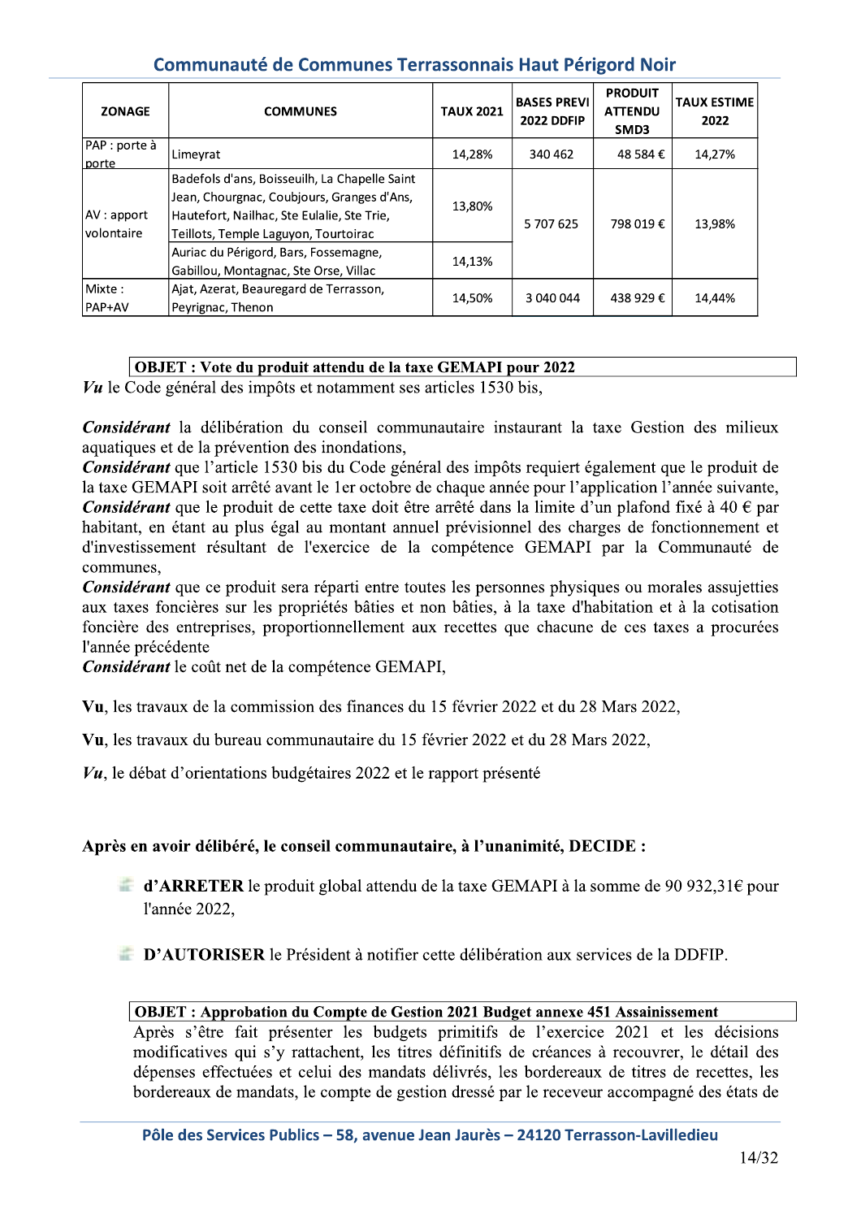| ZONAGE | COMMUNES | TAUX 2021 | BASES PREVI 2022 DDFIP | PRODUIT ATTENDU SMD3 | TAUX ESTIME 2022 |
|---|---|---|---|---|---|
| PAP : porte à porte | Limeyrat | 14,28% | 340 462 | 48 584 € | 14,27% |
| AV : apport volontaire | Badefols d'ans, Boisseuilh, La Chapelle Saint Jean, Chourgnac, Coubjours, Granges d'Ans, Hautefort, Nailhac, Ste Eulalie, Ste Trie, Teillots, Temple Laguyon, Tourtoirac | 13,80% | 5 707 625 | 798 019 € | 13,98% |
| | Auriac du Périgord, Bars, Fossemagne, Gabillou, Montagnac, Ste Orse, Villac | 14,13% | | | |
| Mixte : PAP+AV | Ajat, Azerat, Beauregard de Terrasson, Peyrignac, Thenon | 14,50% | 3 040 044 | 438 929 € | 14,44% |

**OBJET : Vote du produit attendu de la taxe GEMAPI pour 2022**

***Vu*** le Code général des impôts et notamment ses articles 1530 bis,

***Considérant*** la délibération du conseil communautaire instaurant la taxe Gestion des milieux aquatiques et de la prévention des inondations,

***Considérant*** que l'article 1530 bis du Code général des impôts requiert également que le produit de la taxe GEMAPI soit arrêté avant le 1er octobre de chaque année pour l'application l'année suivante,

***Considérant*** que le produit de cette taxe doit être arrêté dans la limite d'un plafond fixé à 40 € par habitant, en étant au plus égal au montant annuel prévisionnel des charges de fonctionnement et d'investissement résultant de l'exercice de la compétence GEMAPI par la Communauté de communes,

***Considérant*** que ce produit sera réparti entre toutes les personnes physiques ou morales assujetties aux taxes foncières sur les propriétés bâties et non bâties, à la taxe d'habitation et à la cotisation foncière des entreprises, proportionnellement aux recettes que chacune de ces taxes a procurées l'année précédente

***Considérant*** le coût net de la compétence GEMAPI,

**Vu**, les travaux de la commission des finances du 15 février 2022 et du 28 Mars 2022,

**Vu**, les travaux du bureau communautaire du 15 février 2022 et du 28 Mars 2022,

***Vu***, le débat d'orientations budgétaires 2022 et le rapport présenté

**Après en avoir délibéré, le conseil communautaire, à l'unanimité, DECIDE :**

- **d'ARRETER** le produit global attendu de la taxe GEMAPI à la somme de 90 932,31€ pour l'année 2022,
- **D'AUTORISER** le Président à notifier cette délibération aux services de la DDFIP.

**OBJET : Approbation du Compte de Gestion 2021 Budget annexe 451 Assainissement**

Après s'être fait présenter les budgets primitifs de l'exercice 2021 et les décisions modificatives qui s'y rattachent, les titres définitifs de créances à recouvrer, le détail des dépenses effectuées et celui des mandats délivrés, les bordereaux de titres de recettes, les bordereaux de mandats, le compte de gestion dressé par le receveur accompagné des états de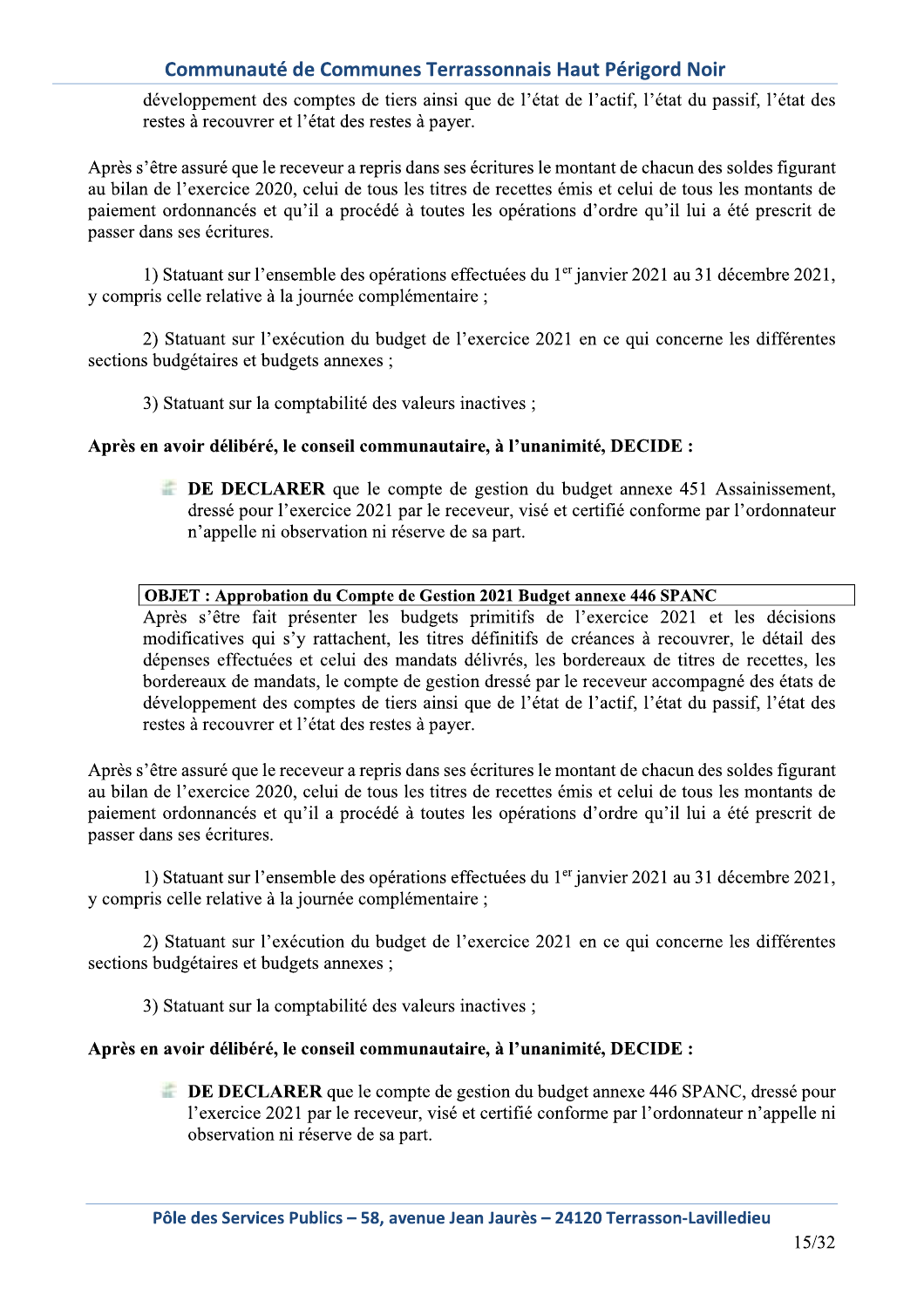développement des comptes de tiers ainsi que de l'état de l'actif, l'état du passif, l'état des restes à recouvrer et l'état des restes à payer.

Après s'être assuré que le receveur a repris dans ses écritures le montant de chacun des soldes figurant au bilan de l'exercice 2020, celui de tous les titres de recettes émis et celui de tous les montants de paiement ordonnancés et qu'il a procédé à toutes les opérations d'ordre qu'il lui a été prescrit de passer dans ses écritures.

1) Statuant sur l'ensemble des opérations effectuées du 1er janvier 2021 au 31 décembre 2021, y compris celle relative à la journée complémentaire ;

2) Statuant sur l'exécution du budget de l'exercice 2021 en ce qui concerne les différentes sections budgétaires et budgets annexes ;

3) Statuant sur la comptabilité des valeurs inactives ;

**Après en avoir délibéré, le conseil communautaire, à l'unanimité, DECIDE :**

- **DE DECLARER** que le compte de gestion du budget annexe 451 Assainissement, dressé pour l'exercice 2021 par le receveur, visé et certifié conforme par l'ordonnateur n'appelle ni observation ni réserve de sa part.

**OBJET : Approbation du Compte de Gestion 2021 Budget annexe 446 SPANC**

Après s'être fait présenter les budgets primitifs de l'exercice 2021 et les décisions modificatives qui s'y rattachent, les titres définitifs de créances à recouvrer, le détail des dépenses effectuées et celui des mandats délivrés, les bordereaux de titres de recettes, les bordereaux de mandats, le compte de gestion dressé par le receveur accompagné des états de développement des comptes de tiers ainsi que de l'état de l'actif, l'état du passif, l'état des restes à recouvrer et l'état des restes à payer.

Après s'être assuré que le receveur a repris dans ses écritures le montant de chacun des soldes figurant au bilan de l'exercice 2020, celui de tous les titres de recettes émis et celui de tous les montants de paiement ordonnancés et qu'il a procédé à toutes les opérations d'ordre qu'il lui a été prescrit de passer dans ses écritures.

1) Statuant sur l'ensemble des opérations effectuées du 1er janvier 2021 au 31 décembre 2021, y compris celle relative à la journée complémentaire ;

2) Statuant sur l'exécution du budget de l'exercice 2021 en ce qui concerne les différentes sections budgétaires et budgets annexes ;

3) Statuant sur la comptabilité des valeurs inactives ;

**Après en avoir délibéré, le conseil communautaire, à l'unanimité, DECIDE :**

- **DE DECLARER** que le compte de gestion du budget annexe 446 SPANC, dressé pour l'exercice 2021 par le receveur, visé et certifié conforme par l'ordonnateur n'appelle ni observation ni réserve de sa part.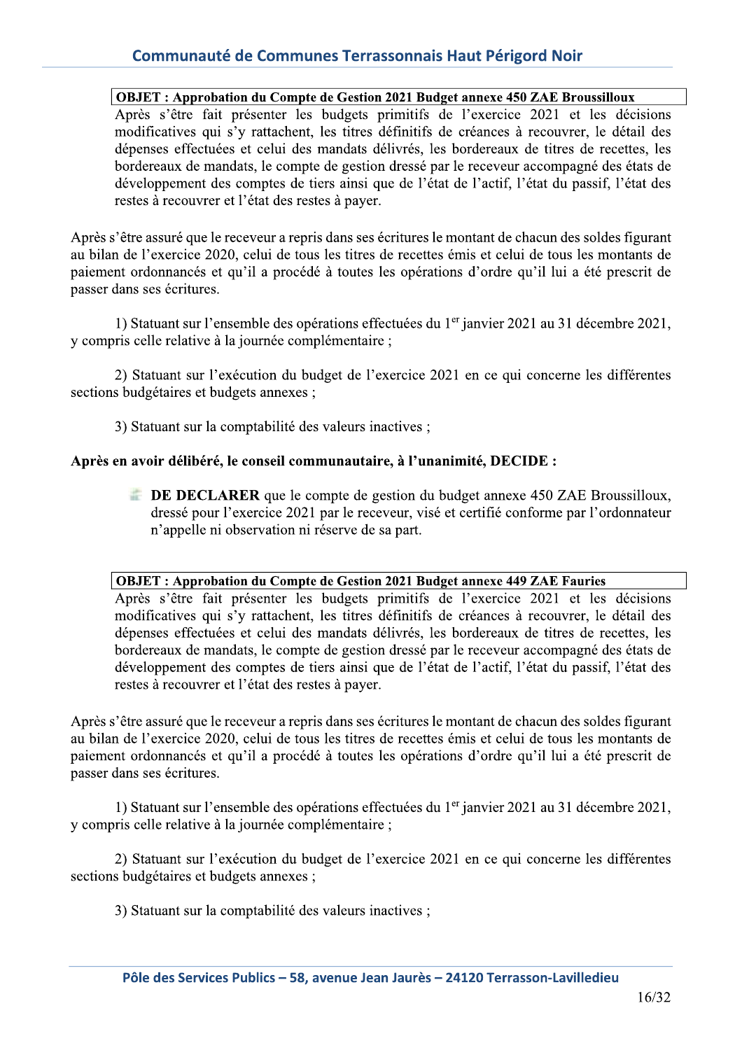**OBJET : Approbation du Compte de Gestion 2021 Budget annexe 450 ZAE Broussilloux**

Après s'être fait présenter les budgets primitifs de l'exercice 2021 et les décisions modificatives qui s'y rattachent, les titres définitifs de créances à recouvrer, le détail des dépenses effectuées et celui des mandats délivrés, les bordereaux de titres de recettes, les bordereaux de mandats, le compte de gestion dressé par le receveur accompagné des états de développement des comptes de tiers ainsi que de l'état de l'actif, l'état du passif, l'état des restes à recouvrer et l'état des restes à payer.

Après s'être assuré que le receveur a repris dans ses écritures le montant de chacun des soldes figurant au bilan de l'exercice 2020, celui de tous les titres de recettes émis et celui de tous les montants de paiement ordonnancés et qu'il a procédé à toutes les opérations d'ordre qu'il lui a été prescrit de passer dans ses écritures.

1) Statuant sur l'ensemble des opérations effectuées du 1er janvier 2021 au 31 décembre 2021, y compris celle relative à la journée complémentaire ;

2) Statuant sur l'exécution du budget de l'exercice 2021 en ce qui concerne les différentes sections budgétaires et budgets annexes ;

3) Statuant sur la comptabilité des valeurs inactives ;

**Après en avoir délibéré, le conseil communautaire, à l'unanimité, DECIDE :**

- **DE DECLARER** que le compte de gestion du budget annexe 450 ZAE Broussilloux, dressé pour l'exercice 2021 par le receveur, visé et certifié conforme par l'ordonnateur n'appelle ni observation ni réserve de sa part.

**OBJET : Approbation du Compte de Gestion 2021 Budget annexe 449 ZAE Fauries**

Après s'être fait présenter les budgets primitifs de l'exercice 2021 et les décisions modificatives qui s'y rattachent, les titres définitifs de créances à recouvrer, le détail des dépenses effectuées et celui des mandats délivrés, les bordereaux de titres de recettes, les bordereaux de mandats, le compte de gestion dressé par le receveur accompagné des états de développement des comptes de tiers ainsi que de l'état de l'actif, l'état du passif, l'état des restes à recouvrer et l'état des restes à payer.

Après s'être assuré que le receveur a repris dans ses écritures le montant de chacun des soldes figurant au bilan de l'exercice 2020, celui de tous les titres de recettes émis et celui de tous les montants de paiement ordonnancés et qu'il a procédé à toutes les opérations d'ordre qu'il lui a été prescrit de passer dans ses écritures.

1) Statuant sur l'ensemble des opérations effectuées du 1er janvier 2021 au 31 décembre 2021, y compris celle relative à la journée complémentaire ;

2) Statuant sur l'exécution du budget de l'exercice 2021 en ce qui concerne les différentes sections budgétaires et budgets annexes ;

3) Statuant sur la comptabilité des valeurs inactives ;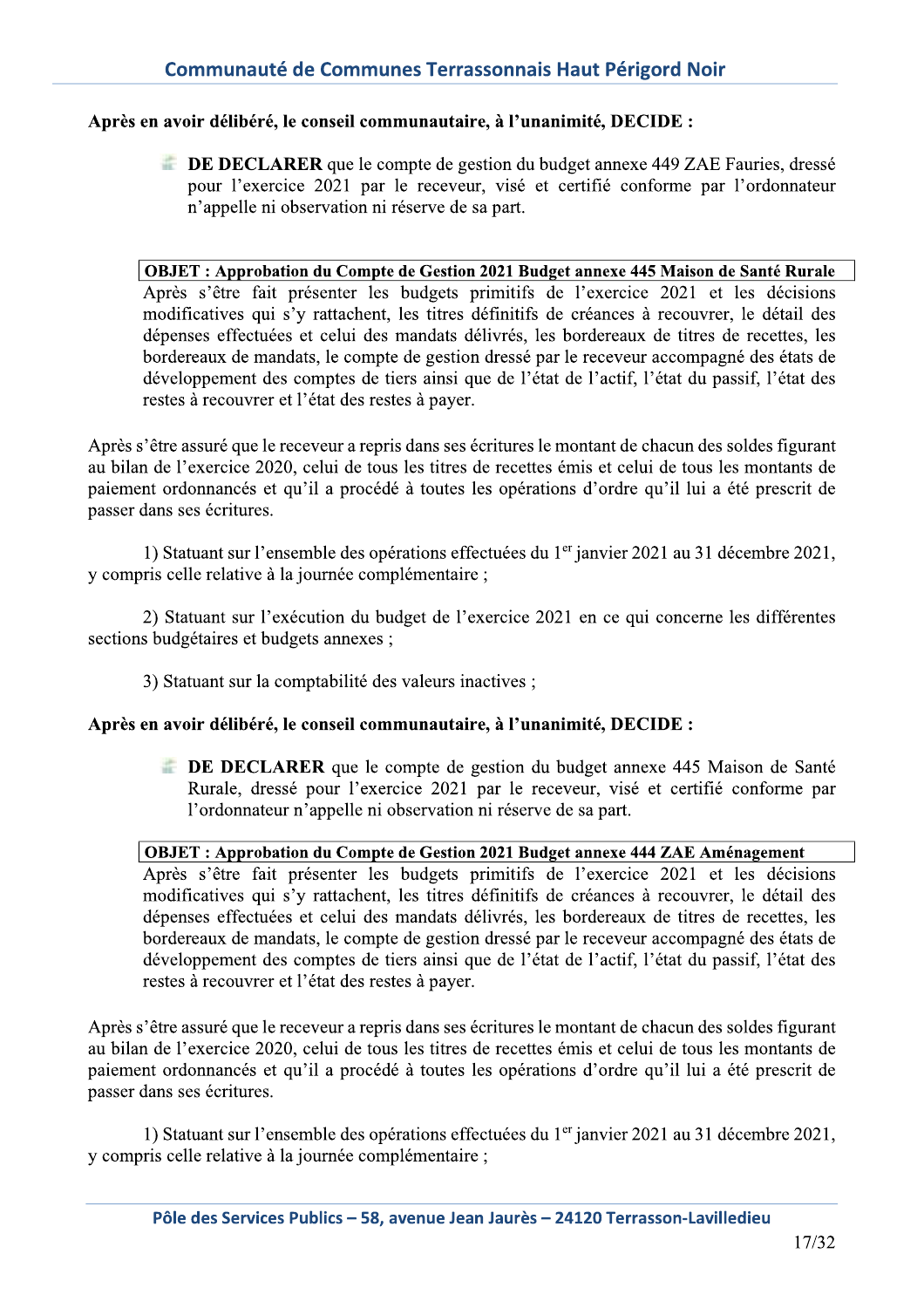**Après en avoir délibéré, le conseil communautaire, à l'unanimité, DECIDE :**

- **DE DECLARER** que le compte de gestion du budget annexe 449 ZAE Fauries, dressé pour l'exercice 2021 par le receveur, visé et certifié conforme par l'ordonnateur n'appelle ni observation ni réserve de sa part.

**OBJET : Approbation du Compte de Gestion 2021 Budget annexe 445 Maison de Santé Rurale**

Après s'être fait présenter les budgets primitifs de l'exercice 2021 et les décisions modificatives qui s'y rattachent, les titres définitifs de créances à recouvrer, le détail des dépenses effectuées et celui des mandats délivrés, les bordereaux de titres de recettes, les bordereaux de mandats, le compte de gestion dressé par le receveur accompagné des états de développement des comptes de tiers ainsi que de l'état de l'actif, l'état du passif, l'état des restes à recouvrer et l'état des restes à payer.

Après s'être assuré que le receveur a repris dans ses écritures le montant de chacun des soldes figurant au bilan de l'exercice 2020, celui de tous les titres de recettes émis et celui de tous les montants de paiement ordonnancés et qu'il a procédé à toutes les opérations d'ordre qu'il lui a été prescrit de passer dans ses écritures.

1) Statuant sur l'ensemble des opérations effectuées du 1er janvier 2021 au 31 décembre 2021, y compris celle relative à la journée complémentaire ;

2) Statuant sur l'exécution du budget de l'exercice 2021 en ce qui concerne les différentes sections budgétaires et budgets annexes ;

3) Statuant sur la comptabilité des valeurs inactives ;

**Après en avoir délibéré, le conseil communautaire, à l'unanimité, DECIDE :**

- **DE DECLARER** que le compte de gestion du budget annexe 445 Maison de Santé Rurale, dressé pour l'exercice 2021 par le receveur, visé et certifié conforme par l'ordonnateur n'appelle ni observation ni réserve de sa part.

**OBJET : Approbation du Compte de Gestion 2021 Budget annexe 444 ZAE Aménagement**

Après s'être fait présenter les budgets primitifs de l'exercice 2021 et les décisions modificatives qui s'y rattachent, les titres définitifs de créances à recouvrer, le détail des dépenses effectuées et celui des mandats délivrés, les bordereaux de titres de recettes, les bordereaux de mandats, le compte de gestion dressé par le receveur accompagné des états de développement des comptes de tiers ainsi que de l'état de l'actif, l'état du passif, l'état des restes à recouvrer et l'état des restes à payer.

Après s'être assuré que le receveur a repris dans ses écritures le montant de chacun des soldes figurant au bilan de l'exercice 2020, celui de tous les titres de recettes émis et celui de tous les montants de paiement ordonnancés et qu'il a procédé à toutes les opérations d'ordre qu'il lui a été prescrit de passer dans ses écritures.

1) Statuant sur l'ensemble des opérations effectuées du 1er janvier 2021 au 31 décembre 2021, y compris celle relative à la journée complémentaire ;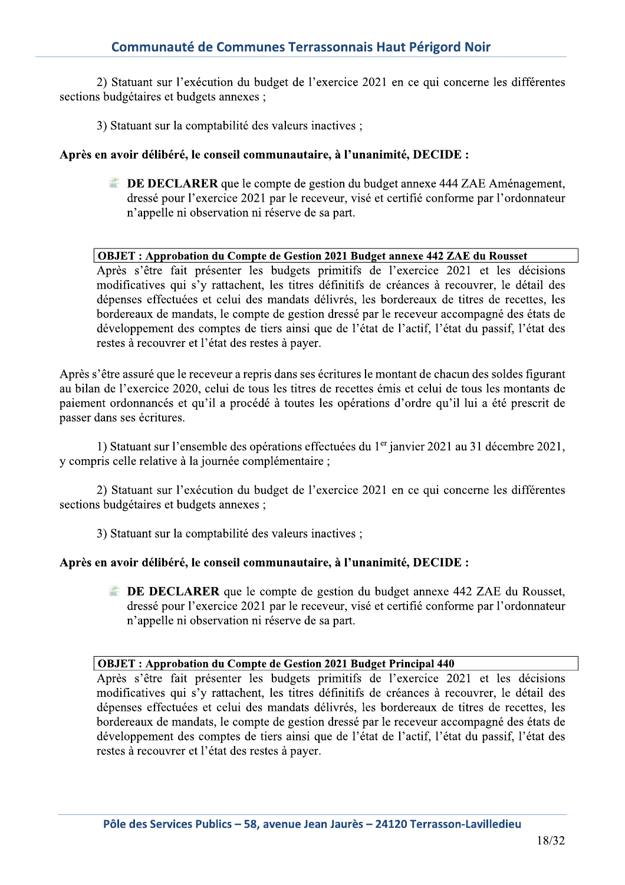2) Statuant sur l'exécution du budget de l'exercice 2021 en ce qui concerne les différentes sections budgétaires et budgets annexes ;

3) Statuant sur la comptabilité des valeurs inactives ;

**Après en avoir délibéré, le conseil communautaire, à l'unanimité, DECIDE :**

- **DE DECLARER** que le compte de gestion du budget annexe 444 ZAE Aménagement, dressé pour l'exercice 2021 par le receveur, visé et certifié conforme par l'ordonnateur n'appelle ni observation ni réserve de sa part.

**OBJET : Approbation du Compte de Gestion 2021 Budget annexe 442 ZAE du Rousset**

Après s'être fait présenter les budgets primitifs de l'exercice 2021 et les décisions modificatives qui s'y rattachent, les titres définitifs de créances à recouvrer, le détail des dépenses effectuées et celui des mandats délivrés, les bordereaux de titres de recettes, les bordereaux de mandats, le compte de gestion dressé par le receveur accompagné des états de développement des comptes de tiers ainsi que de l'état de l'actif, l'état du passif, l'état des restes à recouvrer et l'état des restes à payer.

Après s'être assuré que le receveur a repris dans ses écritures le montant de chacun des soldes figurant au bilan de l'exercice 2020, celui de tous les titres de recettes émis et celui de tous les montants de paiement ordonnancés et qu'il a procédé à toutes les opérations d'ordre qu'il lui a été prescrit de passer dans ses écritures.

1) Statuant sur l'ensemble des opérations effectuées du 1er janvier 2021 au 31 décembre 2021, y compris celle relative à la journée complémentaire ;

2) Statuant sur l'exécution du budget de l'exercice 2021 en ce qui concerne les différentes sections budgétaires et budgets annexes ;

3) Statuant sur la comptabilité des valeurs inactives ;

**Après en avoir délibéré, le conseil communautaire, à l'unanimité, DECIDE :**

- **DE DECLARER** que le compte de gestion du budget annexe 442 ZAE du Rousset, dressé pour l'exercice 2021 par le receveur, visé et certifié conforme par l'ordonnateur n'appelle ni observation ni réserve de sa part.

**OBJET : Approbation du Compte de Gestion 2021 Budget Principal 440**

Après s'être fait présenter les budgets primitifs de l'exercice 2021 et les décisions modificatives qui s'y rattachent, les titres définitifs de créances à recouvrer, le détail des dépenses effectuées et celui des mandats délivrés, les bordereaux de titres de recettes, les bordereaux de mandats, le compte de gestion dressé par le receveur accompagné des états de développement des comptes de tiers ainsi que de l'état de l'actif, l'état du passif, l'état des restes à recouvrer et l'état des restes à payer.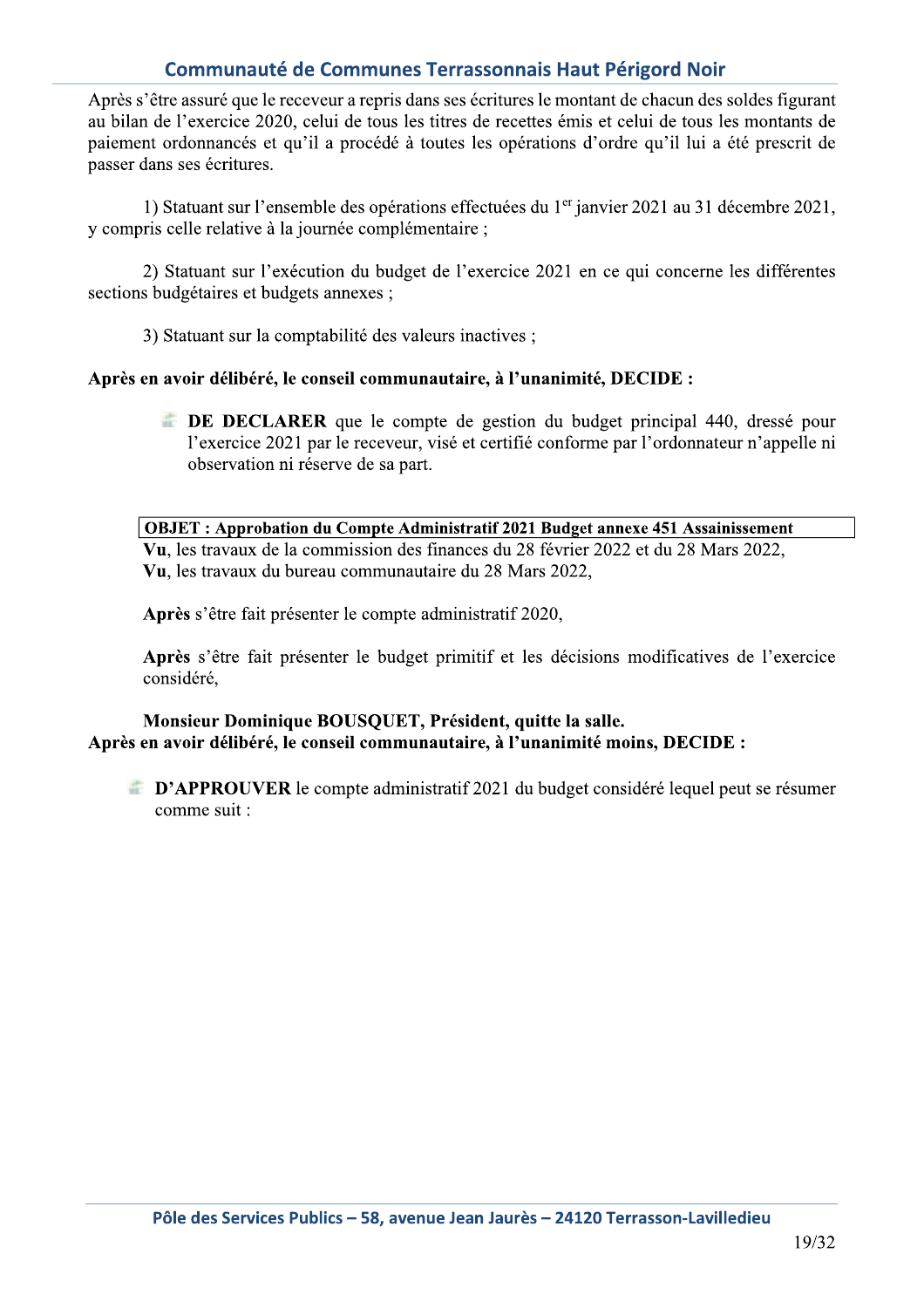Après s'être assuré que le receveur a repris dans ses écritures le montant de chacun des soldes figurant au bilan de l'exercice 2020, celui de tous les titres de recettes émis et celui de tous les montants de paiement ordonnancés et qu'il a procédé à toutes les opérations d'ordre qu'il lui a été prescrit de passer dans ses écritures.

1) Statuant sur l'ensemble des opérations effectuées du 1er janvier 2021 au 31 décembre 2021, y compris celle relative à la journée complémentaire ;

2) Statuant sur l'exécution du budget de l'exercice 2021 en ce qui concerne les différentes sections budgétaires et budgets annexes ;

3) Statuant sur la comptabilité des valeurs inactives ;

**Après en avoir délibéré, le conseil communautaire, à l'unanimité, DECIDE :**

- **DE DECLARER** que le compte de gestion du budget principal 440, dressé pour l'exercice 2021 par le receveur, visé et certifié conforme par l'ordonnateur n'appelle ni observation ni réserve de sa part.

**OBJET : Approbation du Compte Administratif 2021 Budget annexe 451 Assainissement**

**Vu**, les travaux de la commission des finances du 28 février 2022 et du 28 Mars 2022,
**Vu**, les travaux du bureau communautaire du 28 Mars 2022,

**Après** s'être fait présenter le compte administratif 2020,

**Après** s'être fait présenter le budget primitif et les décisions modificatives de l'exercice considéré,

**Monsieur Dominique BOUSQUET, Président, quitte la salle.**
**Après en avoir délibéré, le conseil communautaire, à l'unanimité moins, DECIDE :**

- **D'APPROUVER** le compte administratif 2021 du budget considéré lequel peut se résumer comme suit :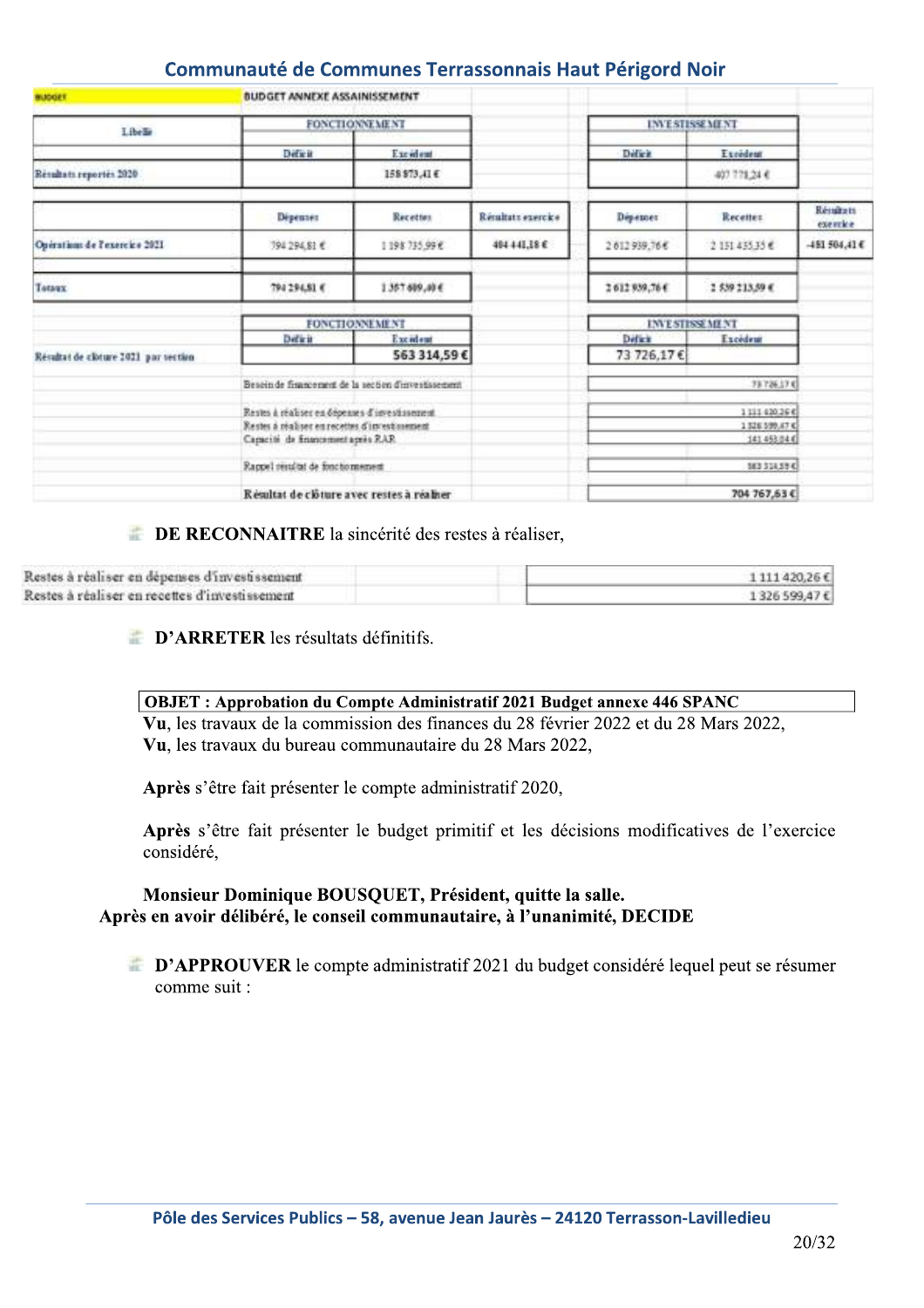| BUDGET | BUDGET ANNEXE ASSAINISSEMENT | | | | | |
|---|---|---|---|---|---|---|
| Libellé | FONCTIONNEMENT | | | INVESTISSEMENT | | |
| | Déficit | Excédent | | Déficit | Excédent | |
| Résultats reportés 2020 | | 158 873,41 € | | | 407 778,24 € | |
| | Dépenses | Recettes | Résultats exercice | Dépenses | Recettes | Résultats exercice |
| Opérations de l'exercice 2021 | 794 294,81 € | 1 198 735,99 € | 404 441,18 € | 2 612 939,76 € | 2 131 435,35 € | -481 504,41 € |
| Totaux | 794 294,81 € | 1 357 609,40 € | | 2 612 939,76 € | 2 539 213,59 € | |
| | FONCTIONNEMENT | | | INVESTISSEMENT | | |
| | Déficit | Excédent | | Déficit | Excédent | |
| Résultat de clôture 2021 par section | | 563 314,59 € | | 73 726,17 € | | |
| | Besoin de financement de la section d'investissement | | | 73 726,17 € | | |
| | Restes à réaliser en dépenses d'investissement | | | 1 111 420,26 € | | |
| | Restes à réaliser en recettes d'investissement | | | 1 326 599,47 € | | |
| | Capacité de financement après RAR | | | 141 453,04 € | | |
| | Rappel résultat de fonctionnement | | | 563 314,59 € | | |
| | Résultat de clôture avec restes à réaliser | | | 704 767,63 € | | |

- **DE RECONNAITRE** la sincérité des restes à réaliser,

| | |
|---|---|
| Restes à réaliser en dépenses d'investissement | 1 111 420,26 € |
| Restes à réaliser en recettes d'investissement | 1 326 599,47 € |

- **D'ARRETER** les résultats définitifs.

**OBJET : Approbation du Compte Administratif 2021 Budget annexe 446 SPANC**

**Vu**, les travaux de la commission des finances du 28 février 2022 et du 28 Mars 2022,
**Vu**, les travaux du bureau communautaire du 28 Mars 2022,

**Après** s'être fait présenter le compte administratif 2020,

**Après** s'être fait présenter le budget primitif et les décisions modificatives de l'exercice considéré,

**Monsieur Dominique BOUSQUET, Président, quitte la salle.**
**Après en avoir délibéré, le conseil communautaire, à l'unanimité, DECIDE**

- **D'APPROUVER** le compte administratif 2021 du budget considéré lequel peut se résumer comme suit :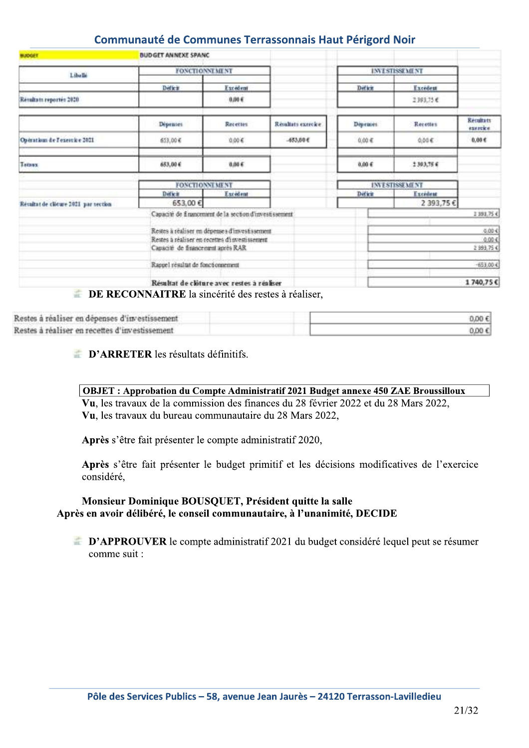| BUDGET | BUDGET ANNEXE SPANC | | | | | |
|---|---|---|---|---|---|---|
| Libellé | FONCTIONNEMENT | | | INVESTISSEMENT | | |
| | Déficit | Excédent | | Déficit | Excédent | |
| Résultats reportés 2020 | | 0,00 € | | | 2 393,75 € | |
| | Dépenses | Recettes | Résultats exercice | Dépenses | Recettes | Résultats exercice |
| Opérations de l'exercice 2021 | 653,00 € | 0,00 € | -653,00 € | 0,00 € | 0,00 € | 0,00 € |
| Totaux | 653,00 € | 0,00 € | | 0,00 € | 2 393,75 € | |
| | FONCTIONNEMENT | | | INVESTISSEMENT | | |
| | Déficit | Excédent | | Déficit | Excédent | |
| Résultat de clôture 2021 par section | 653,00 € | | | | 2 393,75 € | |
| | Capacité de financement de la section d'investissement | | | | | 2 393,75 € |
| | Restes à réaliser en dépenses d'investissement | | | | | 0,00 € |
| | Restes à réaliser en recettes d'investissement | | | | | 0,00 € |
| | Capacité de financement après RAR | | | | | 2 393,75 € |
| | Rappel résultat de fonctionnement | | | | | -653,00 € |
| | **Résultat de clôture avec restes à réaliser** | | | | | **1 740,75 €** |

- **DE RECONNAITRE** la sincérité des restes à réaliser,

| | |
|---|---|
| Restes à réaliser en dépenses d'investissement | 0,00 € |
| Restes à réaliser en recettes d'investissement | 0,00 € |

- **D'ARRETER** les résultats définitifs.

**OBJET : Approbation du Compte Administratif 2021 Budget annexe 450 ZAE Broussilloux**

**Vu**, les travaux de la commission des finances du 28 février 2022 et du 28 Mars 2022,
**Vu**, les travaux du bureau communautaire du 28 Mars 2022,

**Après** s'être fait présenter le compte administratif 2020,

**Après** s'être fait présenter le budget primitif et les décisions modificatives de l'exercice considéré,

**Monsieur Dominique BOUSQUET, Président quitte la salle**
**Après en avoir délibéré, le conseil communautaire, à l'unanimité, DECIDE**

- **D'APPROUVER** le compte administratif 2021 du budget considéré lequel peut se résumer comme suit :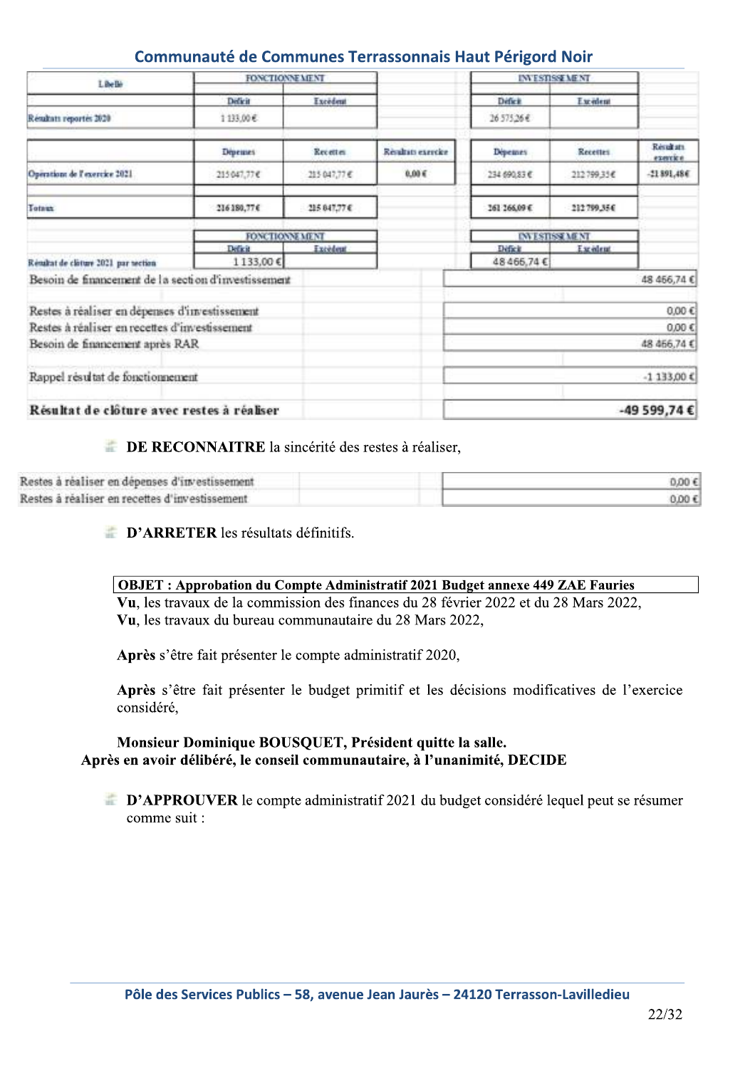| Libellé | FONCTIONNEMENT | | | INVESTISSEMENT | | |
|---|---|---|---|---|---|---|
| | Déficit | Excédent | | Déficit | Excédent | |
| Résultats reportés 2020 | 1 133,00 € | | | 26 575,26 € | | |
| | Dépenses | Recettes | Résultats exercice | Dépenses | Recettes | Résultats exercice |
| Opérations de l'exercice 2021 | 215 047,77 € | 215 047,77 € | 0,00 € | 234 690,83 € | 212 799,35 € | -21 891,48 € |
| Totaux | 216 180,77 € | 215 047,77 € | | 261 266,09 € | 212 799,35 € | |
| | FONCTIONNEMENT | | | INVESTISSEMENT | | |
| | Déficit | Excédent | | Déficit | Excédent | |
| Résultat de clôture 2021 par section | 1 133,00 € | | | 48 466,74 € | | |

| | |
|---|---|
| Besoin de financement de la section d'investissement | 48 466,74 € |
| Restes à réaliser en dépenses d'investissement | 0,00 € |
| Restes à réaliser en recettes d'investissement | 0,00 € |
| Besoin de financement après RAR | 48 466,74 € |
| Rappel résultat de fonctionnement | -1 133,00 € |
| **Résultat de clôture avec restes à réaliser** | **-49 599,74 €** |

- **DE RECONNAITRE** la sincérité des restes à réaliser,

| | |
|---|---|
| Restes à réaliser en dépenses d'investissement | 0,00 € |
| Restes à réaliser en recettes d'investissement | 0,00 € |

- **D'ARRETER** les résultats définitifs.

**OBJET : Approbation du Compte Administratif 2021 Budget annexe 449 ZAE Fauries**

**Vu**, les travaux de la commission des finances du 28 février 2022 et du 28 Mars 2022,
**Vu**, les travaux du bureau communautaire du 28 Mars 2022,

**Après** s'être fait présenter le compte administratif 2020,

**Après** s'être fait présenter le budget primitif et les décisions modificatives de l'exercice considéré,

**Monsieur Dominique BOUSQUET, Président quitte la salle.**
**Après en avoir délibéré, le conseil communautaire, à l'unanimité, DECIDE**

- **D'APPROUVER** le compte administratif 2021 du budget considéré lequel peut se résumer comme suit :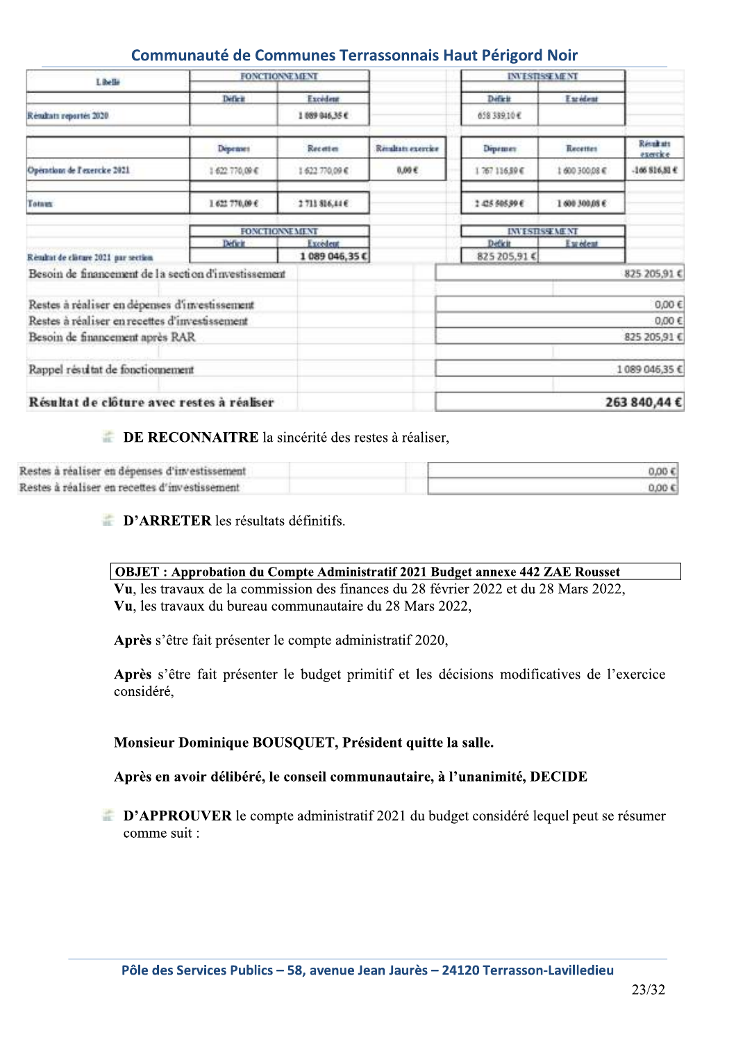| Libellé | FONCTIONNEMENT | | | INVESTISSEMENT | | |
|---|---|---|---|---|---|---|
| | Déficit | Excédent | | Déficit | Excédent | |
| Résultats reportés 2020 | | 1 089 046,35 € | | 658 389,10 € | | |
| | Dépenses | Recettes | Résultats exercice | Dépenses | Recettes | Résultats exercice |
| Opérations de l'exercice 2021 | 1 622 770,09 € | 1 622 770,09 € | 0,00 € | 1 767 116,89 € | 1 600 300,08 € | -166 816,81 € |
| Totaux | 1 622 770,09 € | 2 711 816,44 € | | 2 425 505,99 € | 1 600 300,08 € | |
| | FONCTIONNEMENT | | | INVESTISSEMENT | | |
| | Déficit | Excédent | | Déficit | Excédent | |
| Résultat de clôture 2021 par section | | 1 089 046,35 € | | 825 205,91 € | | |

| | |
|---|---|
| Besoin de financement de la section d'investissement | 825 205,91 € |
| Restes à réaliser en dépenses d'investissement | 0,00 € |
| Restes à réaliser en recettes d'investissement | 0,00 € |
| Besoin de financement après RAR | 825 205,91 € |
| Rappel résultat de fonctionnement | 1 089 046,35 € |
| **Résultat de clôture avec restes à réaliser** | **263 840,44 €** |

- **DE RECONNAITRE** la sincérité des restes à réaliser,

| | |
|---|---|
| Restes à réaliser en dépenses d'investissement | 0,00 € |
| Restes à réaliser en recettes d'investissement | 0,00 € |

- **D'ARRETER** les résultats définitifs.

**OBJET : Approbation du Compte Administratif 2021 Budget annexe 442 ZAE Rousset**

**Vu**, les travaux de la commission des finances du 28 février 2022 et du 28 Mars 2022,
**Vu**, les travaux du bureau communautaire du 28 Mars 2022,

**Après** s'être fait présenter le compte administratif 2020,

**Après** s'être fait présenter le budget primitif et les décisions modificatives de l'exercice considéré,

**Monsieur Dominique BOUSQUET, Président quitte la salle.**

**Après en avoir délibéré, le conseil communautaire, à l'unanimité, DECIDE**

- **D'APPROUVER** le compte administratif 2021 du budget considéré lequel peut se résumer comme suit :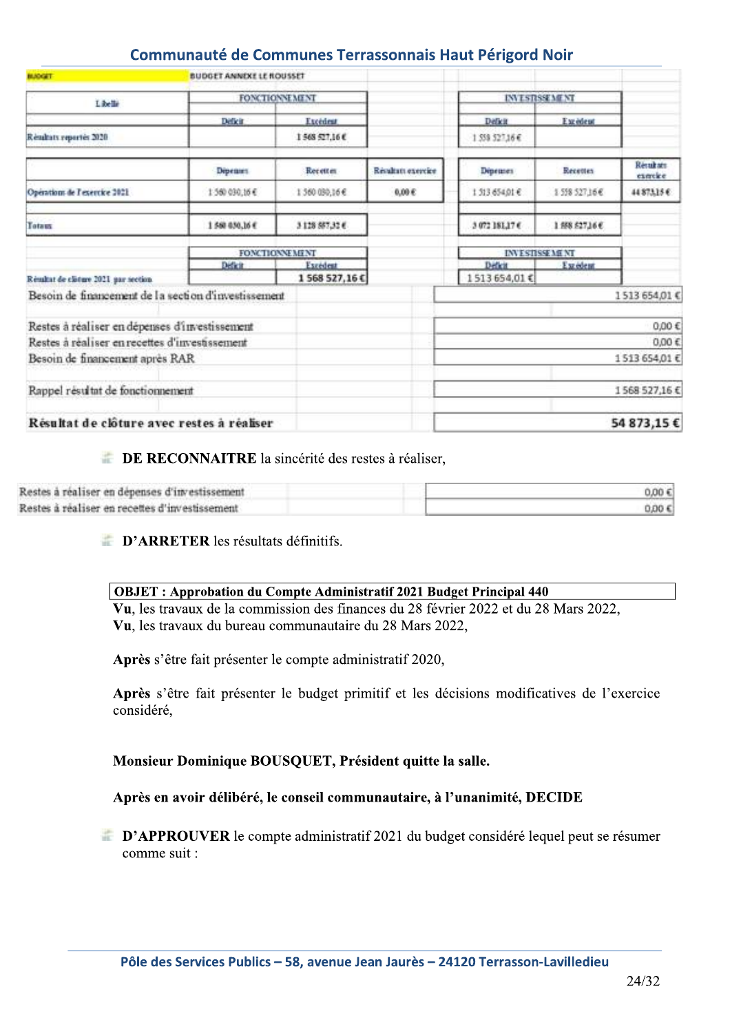| BUDGET | BUDGET ANNEXE LE ROUSSET | | | | | |
|---|---|---|---|---|---|---|
| Libellé | FONCTIONNEMENT | | | INVESTISSEMENT | | |
| | Déficit | Excédent | | Déficit | Excédent | |
| Résultats reportés 2020 | | 1 568 527,16 € | | 1 558 527,16 € | | |
| | Dépenses | Recettes | Résultats exercice | Dépenses | Recettes | Résultats exercice |
| Opérations de l'exercice 2021 | 1 560 030,16 € | 1 560 030,16 € | 0,00 € | 1 513 654,01 € | 1 558 527,16 € | 44 873,15 € |
| Totaux | 1 560 030,16 € | 3 128 557,32 € | | 3 072 181,17 € | 1 558 527,16 € | |
| | FONCTIONNEMENT | | | INVESTISSEMENT | | |
| | Déficit | Excédent | | Déficit | Excédent | |
| Résultat de clôture 2021 par section | | 1 568 527,16 € | | 1 513 654,01 € | | |

| | |
|---|---|
| Besoin de financement de la section d'investissement | 1 513 654,01 € |
| Restes à réaliser en dépenses d'investissement | 0,00 € |
| Restes à réaliser en recettes d'investissement | 0,00 € |
| Besoin de financement après RAR | 1 513 654,01 € |
| Rappel résultat de fonctionnement | 1 568 527,16 € |
| **Résultat de clôture avec restes à réaliser** | **54 873,15 €** |

- **DE RECONNAITRE** la sincérité des restes à réaliser,

| | |
|---|---|
| Restes à réaliser en dépenses d'investissement | 0,00 € |
| Restes à réaliser en recettes d'investissement | 0,00 € |

- **D'ARRETER** les résultats définitifs.

**OBJET : Approbation du Compte Administratif 2021 Budget Principal 440**

**Vu**, les travaux de la commission des finances du 28 février 2022 et du 28 Mars 2022,
**Vu**, les travaux du bureau communautaire du 28 Mars 2022,

**Après** s'être fait présenter le compte administratif 2020,

**Après** s'être fait présenter le budget primitif et les décisions modificatives de l'exercice considéré,

**Monsieur Dominique BOUSQUET, Président quitte la salle.**

**Après en avoir délibéré, le conseil communautaire, à l'unanimité, DECIDE**

- **D'APPROUVER** le compte administratif 2021 du budget considéré lequel peut se résumer comme suit :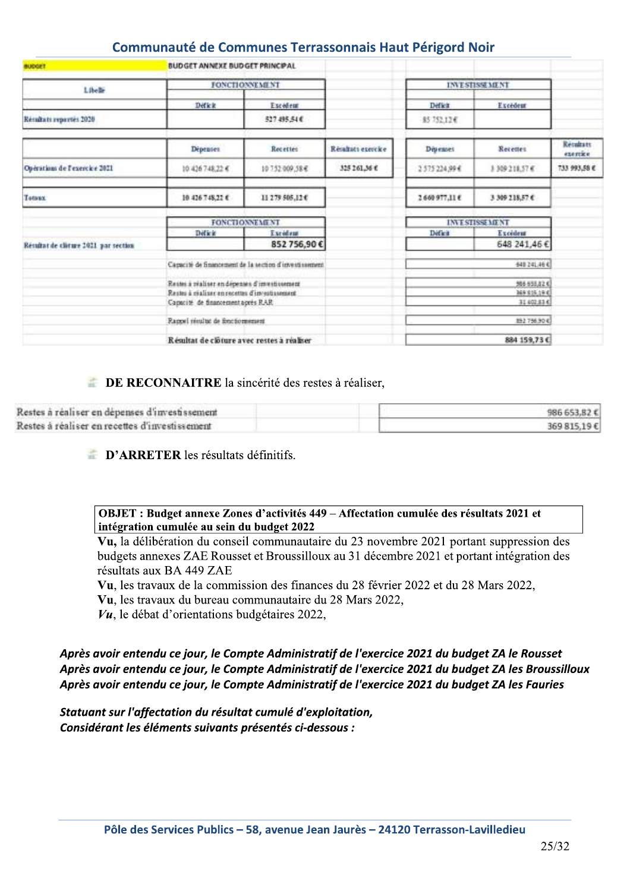| BUDGET | BUDGET ANNEXE BUDGET PRINCIPAL | | | | | |
|---|---|---|---|---|---|---|
| Libellé | FONCTIONNEMENT | | | INVESTISSEMENT | | |
| | Déficit | Excédent | | Déficit | Excédent | |
| Résultats reportés 2020 | | 527 495,54 € | | 85 752,12 € | | |
| | Dépenses | Recettes | Résultats exercice | Dépenses | Recettes | Résultats exercice |
| Opérations de l'exercice 2021 | 10 426 748,22 € | 10 752 009,58 € | 325 261,36 € | 2 575 224,99 € | 3 309 218,57 € | 733 993,58 € |
| Totaux | 10 426 748,22 € | 11 279 505,12 € | | 2 660 977,11 € | 3 309 218,57 € | |
| | FONCTIONNEMENT | | | INVESTISSEMENT | | |
| | Déficit | Excédent | | Déficit | Excédent | |
| Résultat de clôture 2021 par section | | 852 756,90 € | | | 648 241,46 € | |
| | Capacité de financement de la section d'investissement | | | | 648 241,46 € | |
| | Restes à réaliser en dépenses d'investissement | | | | 986 653,82 € | |
| | Restes à réaliser en recettes d'investissement | | | | 369 815,19 € | |
| | Capacité de financement après RAR | | | | 31 402,83 € | |
| | Rappel résultat de fonctionnement | | | | 852 756,90 € | |
| | Résultat de clôture avec restes à réaliser | | | | 884 159,73 € | |

- **DE RECONNAITRE** la sincérité des restes à réaliser,

| | |
|---|---|
| Restes à réaliser en dépenses d'investissement | 986 653,82 € |
| Restes à réaliser en recettes d'investissement | 369 815,19 € |

- **D'ARRETER** les résultats définitifs.

**OBJET : Budget annexe Zones d'activités 449 – Affectation cumulée des résultats 2021 et intégration cumulée au sein du budget 2022**

**Vu**, la délibération du conseil communautaire du 23 novembre 2021 portant suppression des budgets annexes ZAE Rousset et Broussilloux au 31 décembre 2021 et portant intégration des résultats aux BA 449 ZAE

**Vu**, les travaux de la commission des finances du 28 février 2022 et du 28 Mars 2022,

**Vu**, les travaux du bureau communautaire du 28 Mars 2022,

***Vu***, le débat d'orientations budgétaires 2022,

***Après avoir entendu ce jour, le Compte Administratif de l'exercice 2021 du budget ZA le Rousset***
***Après avoir entendu ce jour, le Compte Administratif de l'exercice 2021 du budget ZA les Broussilloux***
***Après avoir entendu ce jour, le Compte Administratif de l'exercice 2021 du budget ZA les Fauries***

***Statuant sur l'affectation du résultat cumulé d'exploitation,***
***Considérant les éléments suivants présentés ci-dessous :***